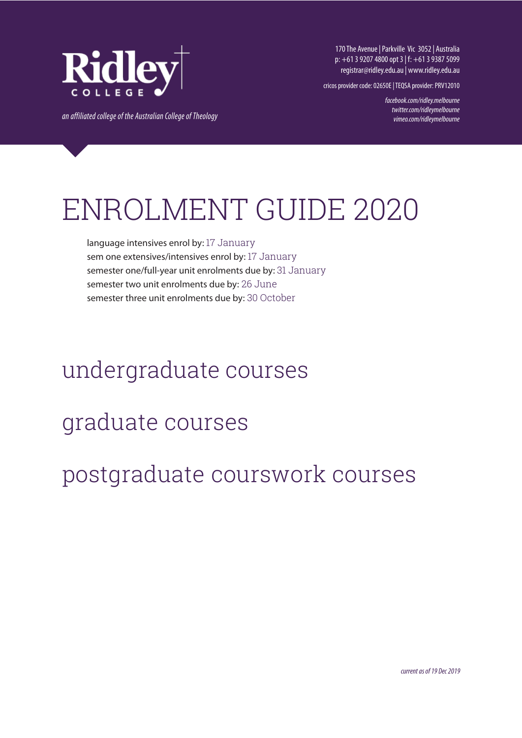Ridley COLLEGE

*an affiliated college of the Australian College of Theology*

170 The Avenue | Parkville Vic 3052 | Australia
p: +61 3 9207 4800 opt 3 | f: +61 3 9387 5099
registrar@ridley.edu.au | www.ridley.edu.au

cricos provider code: 02650E | TEQSA provider: PRV12010

*facebook.com/ridley.melbourne*
*twitter.com/ridleymelbourne*
*vimeo.com/ridleymelbourne*

# ENROLMENT GUIDE 2020

language intensives enrol by: 17 January
sem one extensives/intensives enrol by: 17 January
semester one/full-year unit enrolments due by: 31 January
semester two unit enrolments due by: 26 June
semester three unit enrolments due by: 30 October

## undergraduate courses

## graduate courses

## postgraduate courswork courses

*current as of 19 Dec 2019*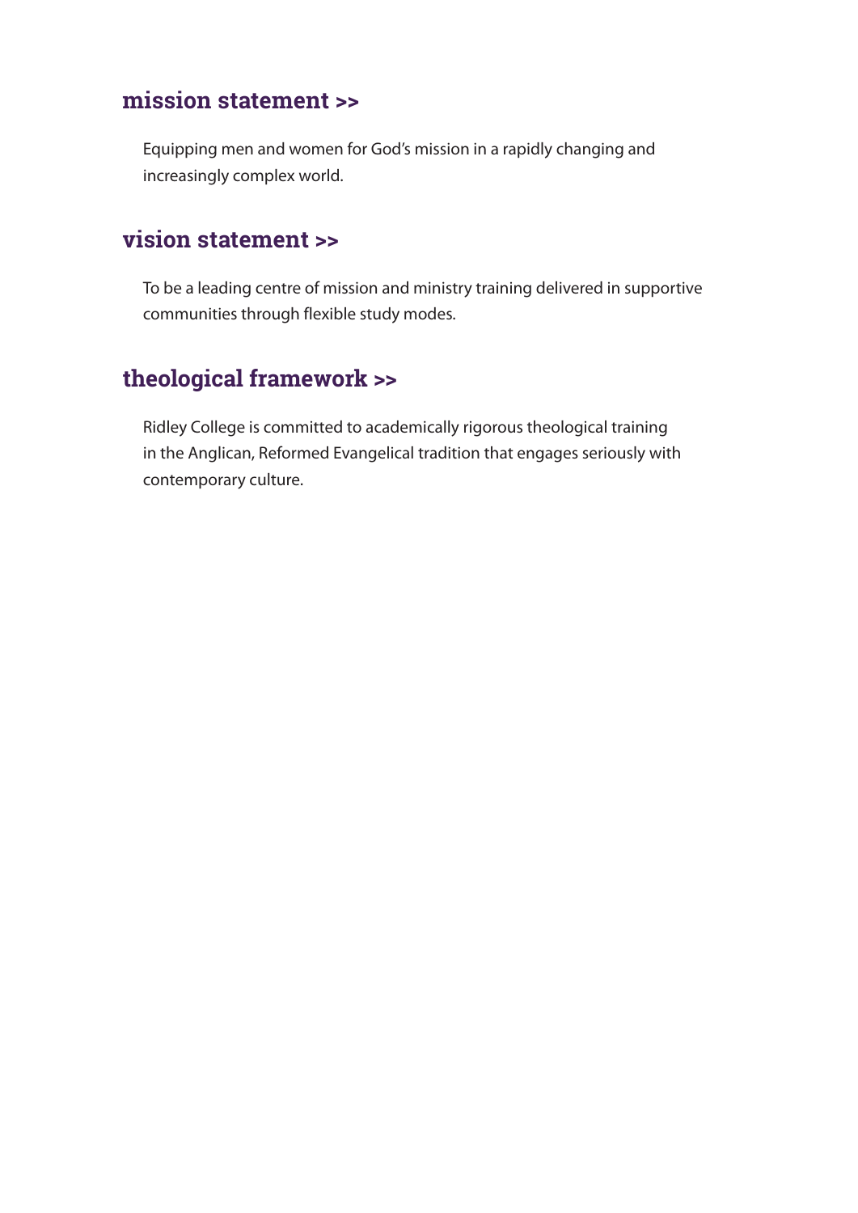## mission statement >>

Equipping men and women for God's mission in a rapidly changing and increasingly complex world.

## vision statement >>

To be a leading centre of mission and ministry training delivered in supportive communities through flexible study modes.

## theological framework >>

Ridley College is committed to academically rigorous theological training in the Anglican, Reformed Evangelical tradition that engages seriously with contemporary culture.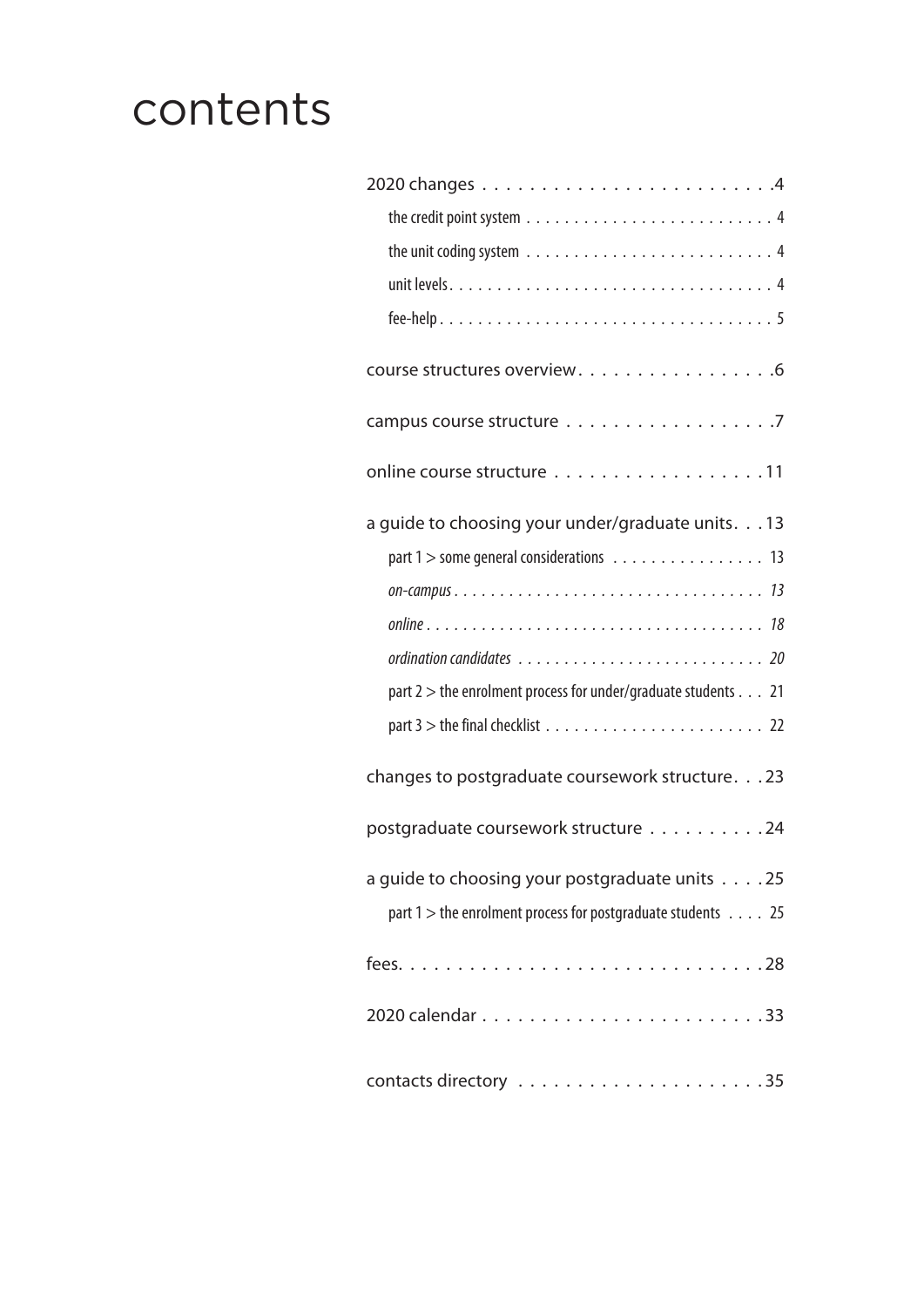# contents

- 2020 changes . . . . . . . . . . . . . . . . . . . . . . . . .4
  - the credit point system . . . . . . . . . . . . . . . . . . . . . . . . . . 4
  - the unit coding system . . . . . . . . . . . . . . . . . . . . . . . . . . 4
  - unit levels . . . . . . . . . . . . . . . . . . . . . . . . . . . . . . . . . 4
  - fee-help . . . . . . . . . . . . . . . . . . . . . . . . . . . . . . . . . . 5
- course structures overview . . . . . . . . . . . . . . . . .6
- campus course structure . . . . . . . . . . . . . . . . . .7
- online course structure . . . . . . . . . . . . . . . . . . .11
- a guide to choosing your under/graduate units . . .13
  - part 1 > some general considerations . . . . . . . . . . . . . . . . 13
  - *on-campus . . . . . . . . . . . . . . . . . . . . . . . . . . . . . . . . 13*
  - *online . . . . . . . . . . . . . . . . . . . . . . . . . . . . . . . . . . 18*
  - *ordination candidates . . . . . . . . . . . . . . . . . . . . . . . . . 20*
  - part 2 > the enrolment process for under/graduate students . . . 21
  - part 3 > the final checklist . . . . . . . . . . . . . . . . . . . . . . 22
- changes to postgraduate coursework structure . . .23
- postgraduate coursework structure . . . . . . . . . .24
- a guide to choosing your postgraduate units . . . .25
  - part 1 > the enrolment process for postgraduate students . . . . 25
- fees . . . . . . . . . . . . . . . . . . . . . . . . . . . . . . .28
- 2020 calendar . . . . . . . . . . . . . . . . . . . . . . . .33
- contacts directory . . . . . . . . . . . . . . . . . . . . .35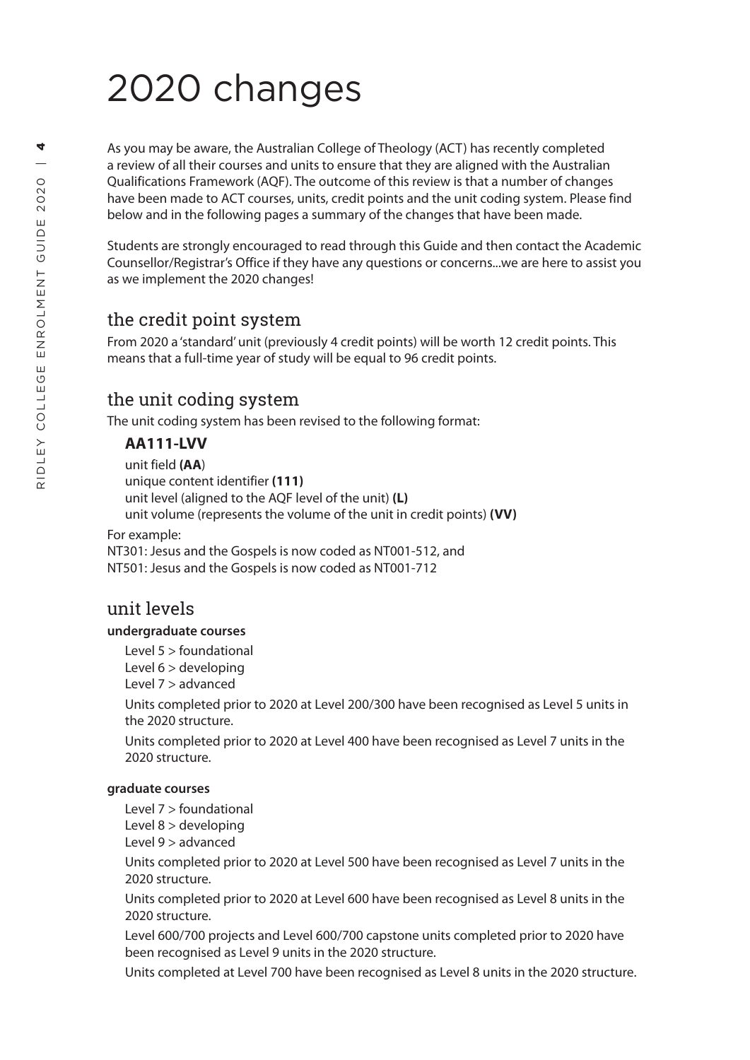# 2020 changes

As you may be aware, the Australian College of Theology (ACT) has recently completed a review of all their courses and units to ensure that they are aligned with the Australian Qualifications Framework (AQF). The outcome of this review is that a number of changes have been made to ACT courses, units, credit points and the unit coding system. Please find below and in the following pages a summary of the changes that have been made.

Students are strongly encouraged to read through this Guide and then contact the Academic Counsellor/Registrar's Office if they have any questions or concerns...we are here to assist you as we implement the 2020 changes!

## the credit point system

From 2020 a 'standard' unit (previously 4 credit points) will be worth 12 credit points. This means that a full-time year of study will be equal to 96 credit points.

## the unit coding system

The unit coding system has been revised to the following format:

**AA111-LVV**

unit field **(AA**)
unique content identifier **(111)**
unit level (aligned to the AQF level of the unit) **(L)**
unit volume (represents the volume of the unit in credit points) **(VV)**

For example:
NT301: Jesus and the Gospels is now coded as NT001-512, and
NT501: Jesus and the Gospels is now coded as NT001-712

## unit levels

**undergraduate courses**

Level 5 > foundational
Level 6 > developing
Level 7 > advanced

Units completed prior to 2020 at Level 200/300 have been recognised as Level 5 units in the 2020 structure.

Units completed prior to 2020 at Level 400 have been recognised as Level 7 units in the 2020 structure.

**graduate courses**

Level 7 > foundational
Level 8 > developing
Level 9 > advanced

Units completed prior to 2020 at Level 500 have been recognised as Level 7 units in the 2020 structure.

Units completed prior to 2020 at Level 600 have been recognised as Level 8 units in the 2020 structure.

Level 600/700 projects and Level 600/700 capstone units completed prior to 2020 have been recognised as Level 9 units in the 2020 structure.

Units completed at Level 700 have been recognised as Level 8 units in the 2020 structure.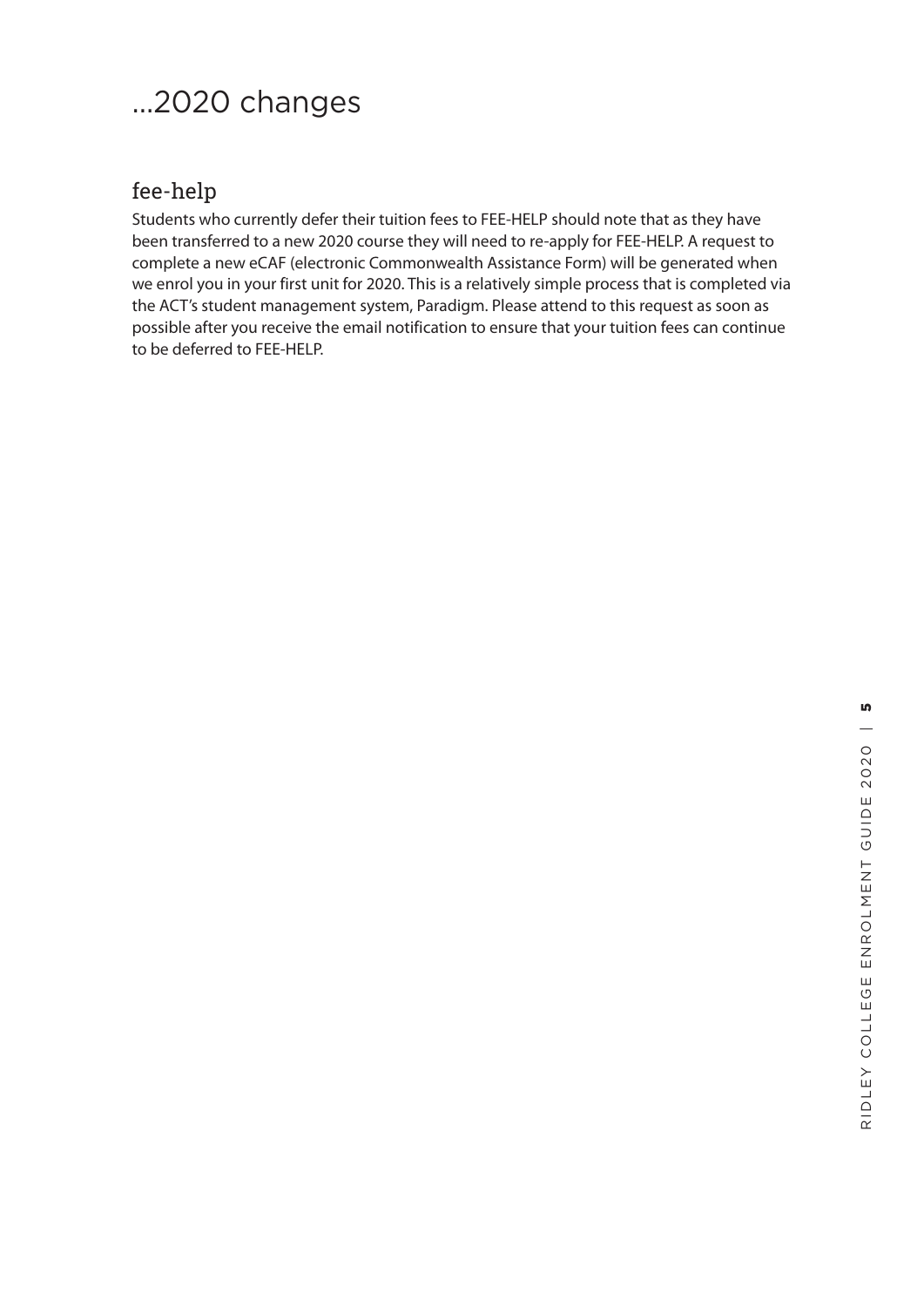# ...2020 changes

## fee-help

Students who currently defer their tuition fees to FEE-HELP should note that as they have been transferred to a new 2020 course they will need to re-apply for FEE-HELP. A request to complete a new eCAF (electronic Commonwealth Assistance Form) will be generated when we enrol you in your first unit for 2020. This is a relatively simple process that is completed via the ACT's student management system, Paradigm. Please attend to this request as soon as possible after you receive the email notification to ensure that your tuition fees can continue to be deferred to FEE-HELP.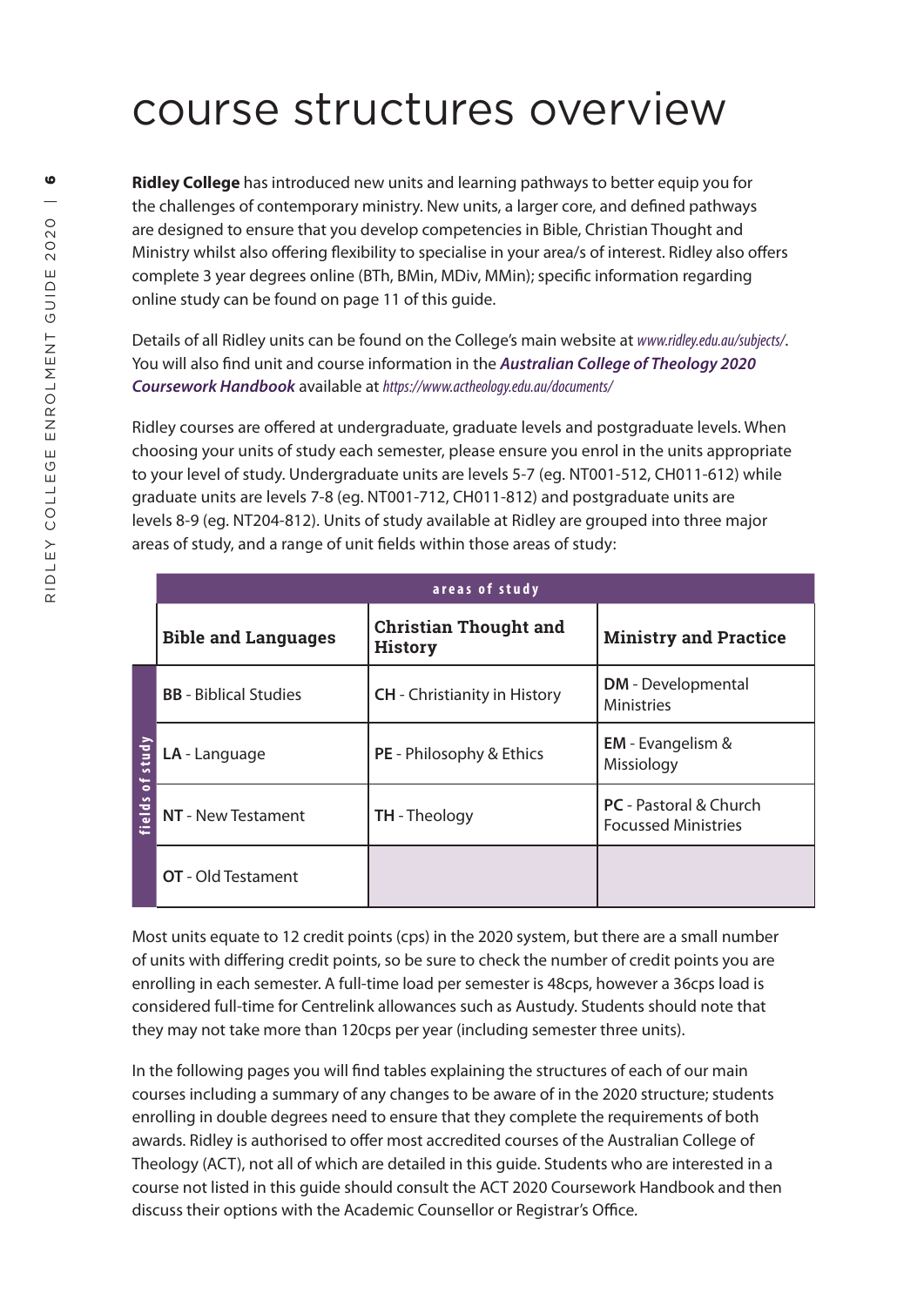# course structures overview

**Ridley College** has introduced new units and learning pathways to better equip you for the challenges of contemporary ministry. New units, a larger core, and defined pathways are designed to ensure that you develop competencies in Bible, Christian Thought and Ministry whilst also offering flexibility to specialise in your area/s of interest. Ridley also offers complete 3 year degrees online (BTh, BMin, MDiv, MMin); specific information regarding online study can be found on page 11 of this guide.

Details of all Ridley units can be found on the College's main website at *www.ridley.edu.au/subjects/*. You will also find unit and course information in the ***Australian College of Theology 2020 Coursework Handbook*** available at *https://www.actheology.edu.au/documents/*

Ridley courses are offered at undergraduate, graduate levels and postgraduate levels. When choosing your units of study each semester, please ensure you enrol in the units appropriate to your level of study. Undergraduate units are levels 5-7 (eg. NT001-512, CH011-612) while graduate units are levels 7-8 (eg. NT001-712, CH011-812) and postgraduate units are levels 8-9 (eg. NT204-812). Units of study available at Ridley are grouped into three major areas of study, and a range of unit fields within those areas of study:

| | areas of study | | |
|---|---|---|---|
| | **Bible and Languages** | **Christian Thought and History** | **Ministry and Practice** |
| fields of study | **BB** - Biblical Studies | **CH** - Christianity in History | **DM** - Developmental Ministries |
| | **LA** - Language | **PE** - Philosophy & Ethics | **EM** - Evangelism & Missiology |
| | **NT** - New Testament | **TH** - Theology | **PC** - Pastoral & Church Focussed Ministries |
| | **OT** - Old Testament | | |

Most units equate to 12 credit points (cps) in the 2020 system, but there are a small number of units with differing credit points, so be sure to check the number of credit points you are enrolling in each semester. A full-time load per semester is 48cps, however a 36cps load is considered full-time for Centrelink allowances such as Austudy. Students should note that they may not take more than 120cps per year (including semester three units).

In the following pages you will find tables explaining the structures of each of our main courses including a summary of any changes to be aware of in the 2020 structure; students enrolling in double degrees need to ensure that they complete the requirements of both awards. Ridley is authorised to offer most accredited courses of the Australian College of Theology (ACT), not all of which are detailed in this guide. Students who are interested in a course not listed in this guide should consult the ACT 2020 Coursework Handbook and then discuss their options with the Academic Counsellor or Registrar's Office.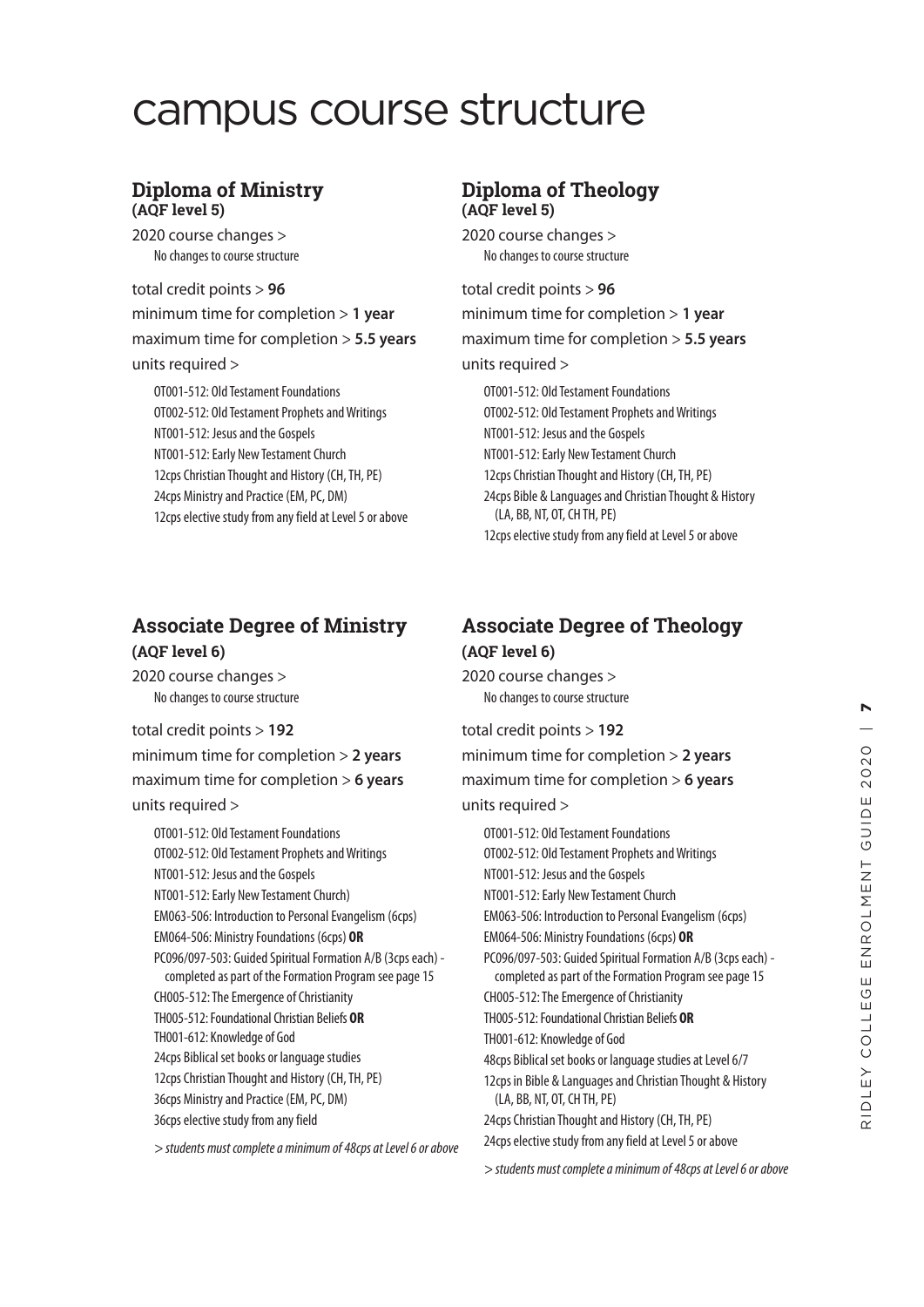# campus course structure

## Diploma of Ministry
**(AQF level 5)**

2020 course changes >
No changes to course structure

total credit points > **96**
minimum time for completion > **1 year**
maximum time for completion > **5.5 years**
units required >

- OT001-512: Old Testament Foundations
- OT002-512: Old Testament Prophets and Writings
- NT001-512: Jesus and the Gospels
- NT001-512: Early New Testament Church
- 12cps Christian Thought and History (CH, TH, PE)
- 24cps Ministry and Practice (EM, PC, DM)
- 12cps elective study from any field at Level 5 or above

## Diploma of Theology
**(AQF level 5)**

2020 course changes >
No changes to course structure

total credit points > **96**
minimum time for completion > **1 year**
maximum time for completion > **5.5 years**
units required >

- OT001-512: Old Testament Foundations
- OT002-512: Old Testament Prophets and Writings
- NT001-512: Jesus and the Gospels
- NT001-512: Early New Testament Church
- 12cps Christian Thought and History (CH, TH, PE)
- 24cps Bible & Languages and Christian Thought & History (LA, BB, NT, OT, CH TH, PE)
- 12cps elective study from any field at Level 5 or above

## Associate Degree of Ministry
**(AQF level 6)**

2020 course changes >
No changes to course structure

total credit points > **192**
minimum time for completion > **2 years**
maximum time for completion > **6 years**
units required >

- OT001-512: Old Testament Foundations
- OT002-512: Old Testament Prophets and Writings
- NT001-512: Jesus and the Gospels
- NT001-512: Early New Testament Church)
- EM063-506: Introduction to Personal Evangelism (6cps)
- EM064-506: Ministry Foundations (6cps) **OR**
- PC096/097-503: Guided Spiritual Formation A/B (3cps each) - completed as part of the Formation Program see page 15
- CH005-512: The Emergence of Christianity
- TH005-512: Foundational Christian Beliefs **OR**
- TH001-612: Knowledge of God
- 24cps Biblical set books or language studies
- 12cps Christian Thought and History (CH, TH, PE)
- 36cps Ministry and Practice (EM, PC, DM)
- 36cps elective study from any field

*> students must complete a minimum of 48cps at Level 6 or above*

## Associate Degree of Theology
**(AQF level 6)**

2020 course changes >
No changes to course structure

total credit points > **192**
minimum time for completion > **2 years**
maximum time for completion > **6 years**
units required >

- OT001-512: Old Testament Foundations
- OT002-512: Old Testament Prophets and Writings
- NT001-512: Jesus and the Gospels
- NT001-512: Early New Testament Church
- EM063-506: Introduction to Personal Evangelism (6cps)
- EM064-506: Ministry Foundations (6cps) **OR**
- PC096/097-503: Guided Spiritual Formation A/B (3cps each) - completed as part of the Formation Program see page 15
- CH005-512: The Emergence of Christianity
- TH005-512: Foundational Christian Beliefs **OR**
- TH001-612: Knowledge of God
- 48cps Biblical set books or language studies at Level 6/7
- 12cps in Bible & Languages and Christian Thought & History (LA, BB, NT, OT, CH TH, PE)
- 24cps Christian Thought and History (CH, TH, PE)
- 24cps elective study from any field at Level 5 or above

*> students must complete a minimum of 48cps at Level 6 or above*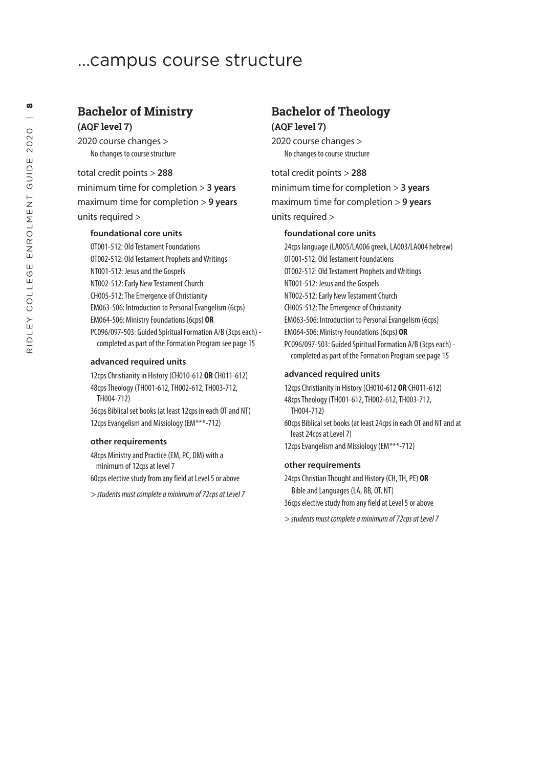# ...campus course structure

## Bachelor of Ministry

**(AQF level 7)**

2020 course changes >

No changes to course structure

total credit points > **288**

minimum time for completion > **3 years**

maximum time for completion > **9 years**

units required >

### foundational core units

- OT001-512: Old Testament Foundations
- OT002-512: Old Testament Prophets and Writings
- NT001-512: Jesus and the Gospels
- NT002-512: Early New Testament Church
- CH005-512: The Emergence of Christianity
- EM063-506: Introduction to Personal Evangelism (6cps)
- EM064-506: Ministry Foundations (6cps) **OR**
- PC096/097-503: Guided Spiritual Formation A/B (3cps each) - completed as part of the Formation Program see page 15

### advanced required units

- 12cps Christianity in History (CH010-612 **OR** CH011-612)
- 48cps Theology (TH001-612, TH002-612, TH003-712, TH004-712)
- 36cps Biblical set books (at least 12cps in each OT and NT)
- 12cps Evangelism and Missiology (EM***-712)

### other requirements

- 48cps Ministry and Practice (EM, PC, DM) with a minimum of 12cps at level 7
- 60cps elective study from any field at Level 5 or above

*> students must complete a minimum of 72cps at Level 7*

## Bachelor of Theology

**(AQF level 7)**

2020 course changes >

No changes to course structure

total credit points > **288**

minimum time for completion > **3 years**

maximum time for completion > **9 years**

units required >

### foundational core units

- 24cps language (LA005/LA006 greek, LA003/LA004 hebrew)
- OT001-512: Old Testament Foundations
- OT002-512: Old Testament Prophets and Writings
- NT001-512: Jesus and the Gospels
- NT002-512: Early New Testament Church
- CH005-512: The Emergence of Christianity
- EM063-506: Introduction to Personal Evangelism (6cps)
- EM064-506: Ministry Foundations (6cps) **OR**
- PC096/097-503: Guided Spiritual Formation A/B (3cps each) - completed as part of the Formation Program see page 15

### advanced required units

- 12cps Christianity in History (CH010-612 **OR** CH011-612)
- 48cps Theology (TH001-612, TH002-612, TH003-712, TH004-712)
- 60cps Biblical set books (at least 24cps in each OT and NT and at least 24cps at Level 7)
- 12cps Evangelism and Missiology (EM***-712)

### other requirements

- 24cps Christian Thought and History (CH, TH, PE) **OR** Bible and Languages (LA, BB, OT, NT)
- 36cps elective study from any field at Level 5 or above

*> students must complete a minimum of 72cps at Level 7*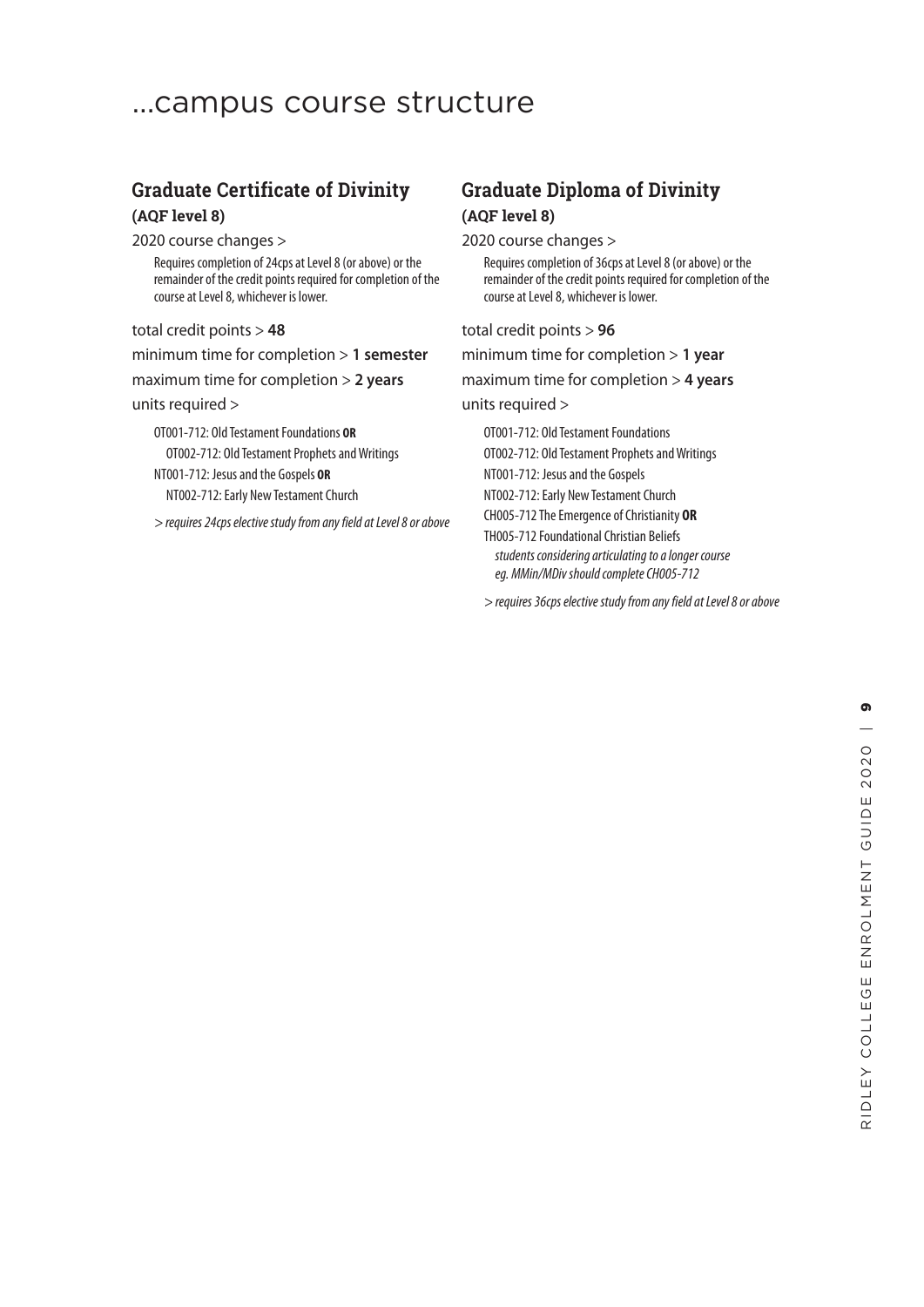# ...campus course structure

## Graduate Certificate of Divinity

### (AQF level 8)

2020 course changes >

Requires completion of 24cps at Level 8 (or above) or the remainder of the credit points required for completion of the course at Level 8, whichever is lower.

total credit points > **48**

minimum time for completion > **1 semester**

maximum time for completion > **2 years**

units required >

OT001-712: Old Testament Foundations **OR**
OT002-712: Old Testament Prophets and Writings

NT001-712: Jesus and the Gospels **OR**
NT002-712: Early New Testament Church

*> requires 24cps elective study from any field at Level 8 or above*

## Graduate Diploma of Divinity

### (AQF level 8)

2020 course changes >

Requires completion of 36cps at Level 8 (or above) or the remainder of the credit points required for completion of the course at Level 8, whichever is lower.

total credit points > **96**

minimum time for completion > **1 year**

maximum time for completion > **4 years**

units required >

OT001-712: Old Testament Foundations

OT002-712: Old Testament Prophets and Writings

NT001-712: Jesus and the Gospels

NT002-712: Early New Testament Church

CH005-712 The Emergence of Christianity **OR**
TH005-712 Foundational Christian Beliefs
*students considering articulating to a longer course eg. MMin/MDiv should complete CH005-712*

*> requires 36cps elective study from any field at Level 8 or above*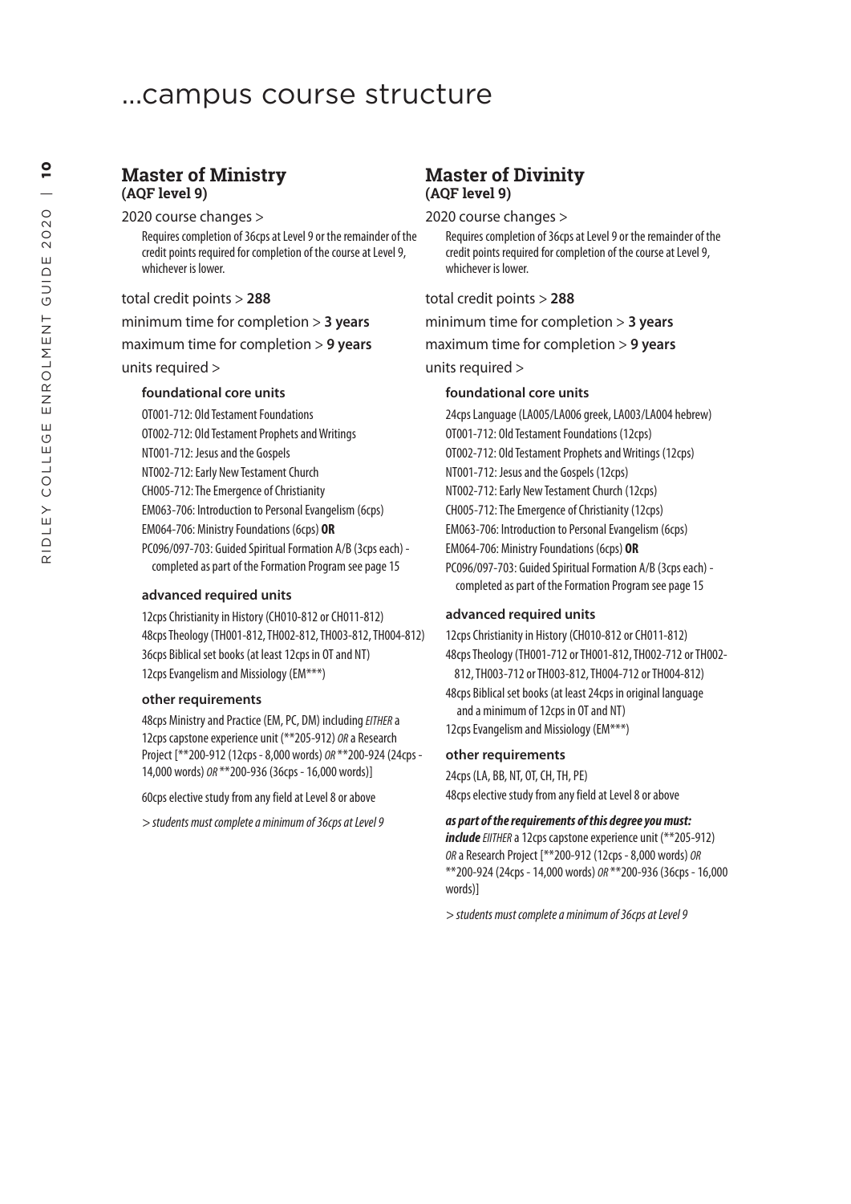# ...campus course structure

## Master of Ministry
**(AQF level 9)**

2020 course changes >

Requires completion of 36cps at Level 9 or the remainder of the credit points required for completion of the course at Level 9, whichever is lower.

total credit points > **288**

minimum time for completion > **3 years**

maximum time for completion > **9 years**

units required >

### foundational core units

OT001-712: Old Testament Foundations
OT002-712: Old Testament Prophets and Writings
NT001-712: Jesus and the Gospels
NT002-712: Early New Testament Church
CH005-712: The Emergence of Christianity
EM063-706: Introduction to Personal Evangelism (6cps)
EM064-706: Ministry Foundations (6cps) **OR**
PC096/097-703: Guided Spiritual Formation A/B (3cps each) - completed as part of the Formation Program see page 15

### advanced required units

12cps Christianity in History (CH010-812 or CH011-812)
48cps Theology (TH001-812, TH002-812, TH003-812, TH004-812)
36cps Biblical set books (at least 12cps in OT and NT)
12cps Evangelism and Missiology (EM***)

### other requirements

48cps Ministry and Practice (EM, PC, DM) including *EITHER* a 12cps capstone experience unit (**205-912) *OR* a Research Project [**200-912 (12cps - 8,000 words) *OR* **200-924 (24cps - 14,000 words) *OR* **200-936 (36cps - 16,000 words)]

60cps elective study from any field at Level 8 or above

*> students must complete a minimum of 36cps at Level 9*

## Master of Divinity
**(AQF level 9)**

2020 course changes >

Requires completion of 36cps at Level 9 or the remainder of the credit points required for completion of the course at Level 9, whichever is lower.

total credit points > **288**

minimum time for completion > **3 years**

maximum time for completion > **9 years**

units required >

### foundational core units

24cps Language (LA005/LA006 greek, LA003/LA004 hebrew)
OT001-712: Old Testament Foundations (12cps)
OT002-712: Old Testament Prophets and Writings (12cps)
NT001-712: Jesus and the Gospels (12cps)
NT002-712: Early New Testament Church (12cps)
CH005-712: The Emergence of Christianity (12cps)
EM063-706: Introduction to Personal Evangelism (6cps)
EM064-706: Ministry Foundations (6cps) **OR**
PC096/097-703: Guided Spiritual Formation A/B (3cps each) - completed as part of the Formation Program see page 15

### advanced required units

12cps Christianity in History (CH010-812 or CH011-812)
48cps Theology (TH001-712 or TH001-812, TH002-712 or TH002-812, TH003-712 or TH003-812, TH004-712 or TH004-812)
48cps Biblical set books (at least 24cps in original language and a minimum of 12cps in OT and NT)
12cps Evangelism and Missiology (EM***)

### other requirements

24cps (LA, BB, NT, OT, CH, TH, PE)
48cps elective study from any field at Level 8 or above

***as part of the requirements of this degree you must:***
***include*** *EIITHER* a 12cps capstone experience unit (**205-912) *OR* a Research Project [**200-912 (12cps - 8,000 words) *OR* **200-924 (24cps - 14,000 words) *OR* **200-936 (36cps - 16,000 words)]

*> students must complete a minimum of 36cps at Level 9*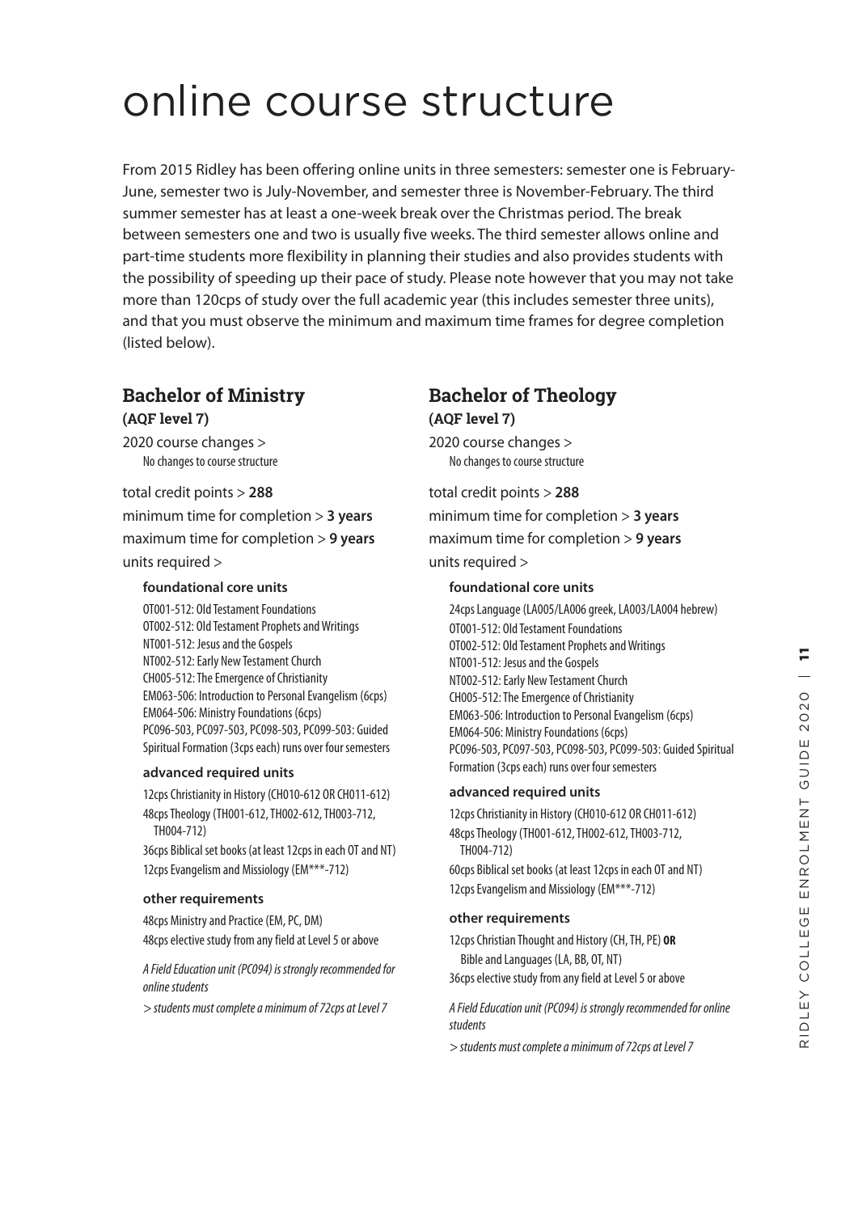# online course structure

From 2015 Ridley has been offering online units in three semesters: semester one is February-June, semester two is July-November, and semester three is November-February. The third summer semester has at least a one-week break over the Christmas period. The break between semesters one and two is usually five weeks. The third semester allows online and part-time students more flexibility in planning their studies and also provides students with the possibility of speeding up their pace of study. Please note however that you may not take more than 120cps of study over the full academic year (this includes semester three units), and that you must observe the minimum and maximum time frames for degree completion (listed below).

## Bachelor of Ministry

**(AQF level 7)**

2020 course changes >
No changes to course structure

total credit points > **288**
minimum time for completion > **3 years**
maximum time for completion > **9 years**
units required >

### foundational core units

OT001-512: Old Testament Foundations
OT002-512: Old Testament Prophets and Writings
NT001-512: Jesus and the Gospels
NT002-512: Early New Testament Church
CH005-512: The Emergence of Christianity
EM063-506: Introduction to Personal Evangelism (6cps)
EM064-506: Ministry Foundations (6cps)
PC096-503, PC097-503, PC098-503, PC099-503: Guided Spiritual Formation (3cps each) runs over four semesters

### advanced required units

12cps Christianity in History (CH010-612 OR CH011-612)
48cps Theology (TH001-612, TH002-612, TH003-712, TH004-712)
36cps Biblical set books (at least 12cps in each OT and NT)
12cps Evangelism and Missiology (EM***-712)

### other requirements

48cps Ministry and Practice (EM, PC, DM)
48cps elective study from any field at Level 5 or above

*A Field Education unit (PC094) is strongly recommended for online students*

*> students must complete a minimum of 72cps at Level 7*

## Bachelor of Theology

**(AQF level 7)**

2020 course changes >
No changes to course structure

total credit points > **288**
minimum time for completion > **3 years**
maximum time for completion > **9 years**
units required >

### foundational core units

24cps Language (LA005/LA006 greek, LA003/LA004 hebrew)
OT001-512: Old Testament Foundations
OT002-512: Old Testament Prophets and Writings
NT001-512: Jesus and the Gospels
NT002-512: Early New Testament Church
CH005-512: The Emergence of Christianity
EM063-506: Introduction to Personal Evangelism (6cps)
EM064-506: Ministry Foundations (6cps)
PC096-503, PC097-503, PC098-503, PC099-503: Guided Spiritual Formation (3cps each) runs over four semesters

### advanced required units

12cps Christianity in History (CH010-612 OR CH011-612)
48cps Theology (TH001-612, TH002-612, TH003-712, TH004-712)
60cps Biblical set books (at least 12cps in each OT and NT)
12cps Evangelism and Missiology (EM***-712)

### other requirements

12cps Christian Thought and History (CH, TH, PE) **OR** Bible and Languages (LA, BB, OT, NT)
36cps elective study from any field at Level 5 or above

*A Field Education unit (PC094) is strongly recommended for online students*

*> students must complete a minimum of 72cps at Level 7*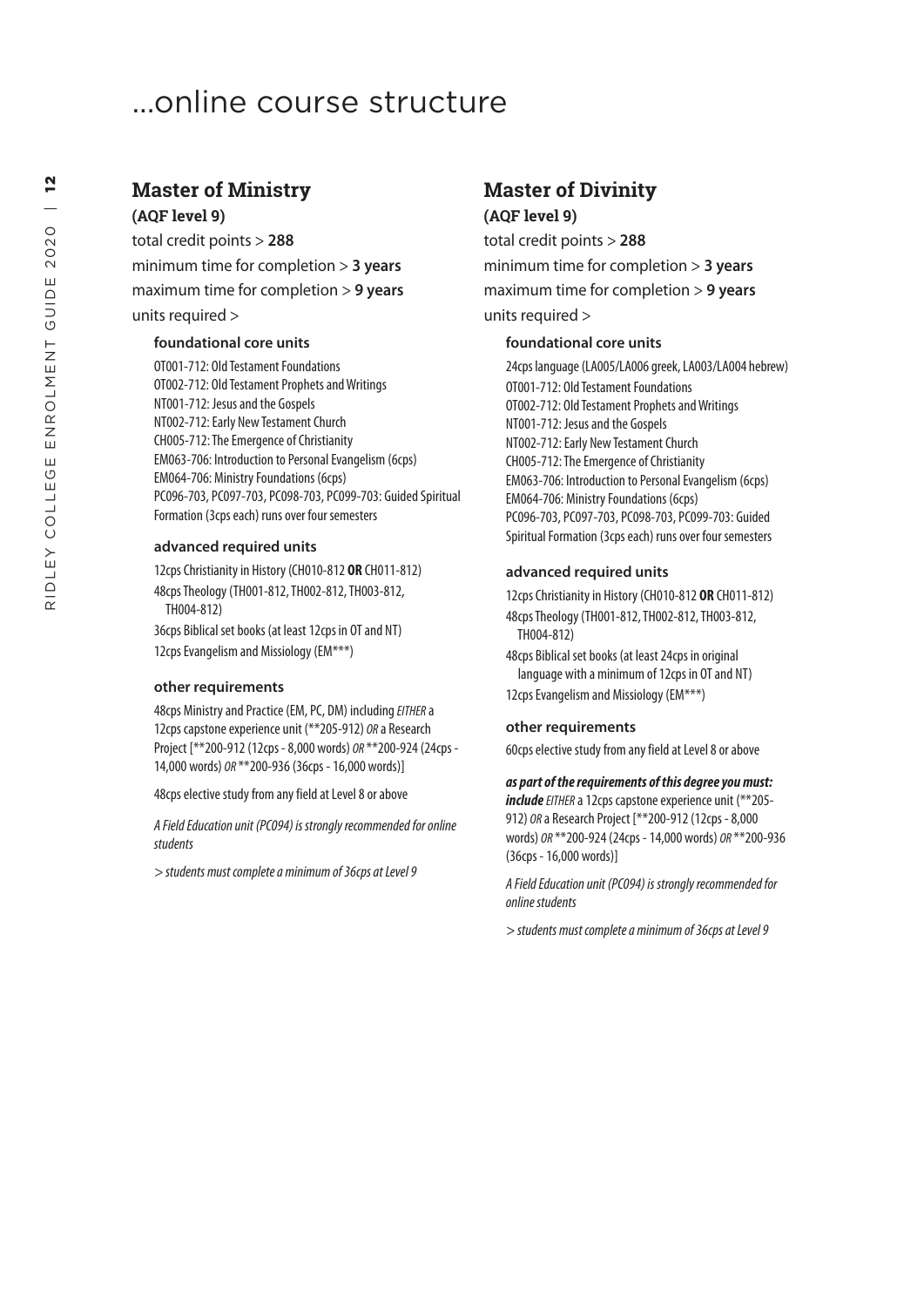# ...online course structure

## Master of Ministry

**(AQF level 9)**

total credit points > **288**

minimum time for completion > **3 years**

maximum time for completion > **9 years**

units required >

### foundational core units

OT001-712: Old Testament Foundations
OT002-712: Old Testament Prophets and Writings
NT001-712: Jesus and the Gospels
NT002-712: Early New Testament Church
CH005-712: The Emergence of Christianity
EM063-706: Introduction to Personal Evangelism (6cps)
EM064-706: Ministry Foundations (6cps)
PC096-703, PC097-703, PC098-703, PC099-703: Guided Spiritual Formation (3cps each) runs over four semesters

### advanced required units

12cps Christianity in History (CH010-812 **OR** CH011-812)
48cps Theology (TH001-812, TH002-812, TH003-812, TH004-812)
36cps Biblical set books (at least 12cps in OT and NT)
12cps Evangelism and Missiology (EM***)

### other requirements

48cps Ministry and Practice (EM, PC, DM) including *EITHER* a 12cps capstone experience unit (**205-912) *OR* a Research Project [**200-912 (12cps - 8,000 words) *OR* **200-924 (24cps - 14,000 words) *OR* **200-936 (36cps - 16,000 words)]

48cps elective study from any field at Level 8 or above

*A Field Education unit (PC094) is strongly recommended for online students*

*> students must complete a minimum of 36cps at Level 9*

## Master of Divinity

**(AQF level 9)**

total credit points > **288**

minimum time for completion > **3 years**

maximum time for completion > **9 years**

units required >

### foundational core units

24cps language (LA005/LA006 greek, LA003/LA004 hebrew)
OT001-712: Old Testament Foundations
OT002-712: Old Testament Prophets and Writings
NT001-712: Jesus and the Gospels
NT002-712: Early New Testament Church
CH005-712: The Emergence of Christianity
EM063-706: Introduction to Personal Evangelism (6cps)
EM064-706: Ministry Foundations (6cps)
PC096-703, PC097-703, PC098-703, PC099-703: Guided Spiritual Formation (3cps each) runs over four semesters

### advanced required units

12cps Christianity in History (CH010-812 **OR** CH011-812)
48cps Theology (TH001-812, TH002-812, TH003-812, TH004-812)
48cps Biblical set books (at least 24cps in original language with a minimum of 12cps in OT and NT)
12cps Evangelism and Missiology (EM***)

### other requirements

60cps elective study from any field at Level 8 or above

***as part of the requirements of this degree you must: include*** *EITHER* a 12cps capstone experience unit (**205-912) *OR* a Research Project [**200-912 (12cps - 8,000 words) *OR* **200-924 (24cps - 14,000 words) *OR* **200-936 (36cps - 16,000 words)]

*A Field Education unit (PC094) is strongly recommended for online students*

*> students must complete a minimum of 36cps at Level 9*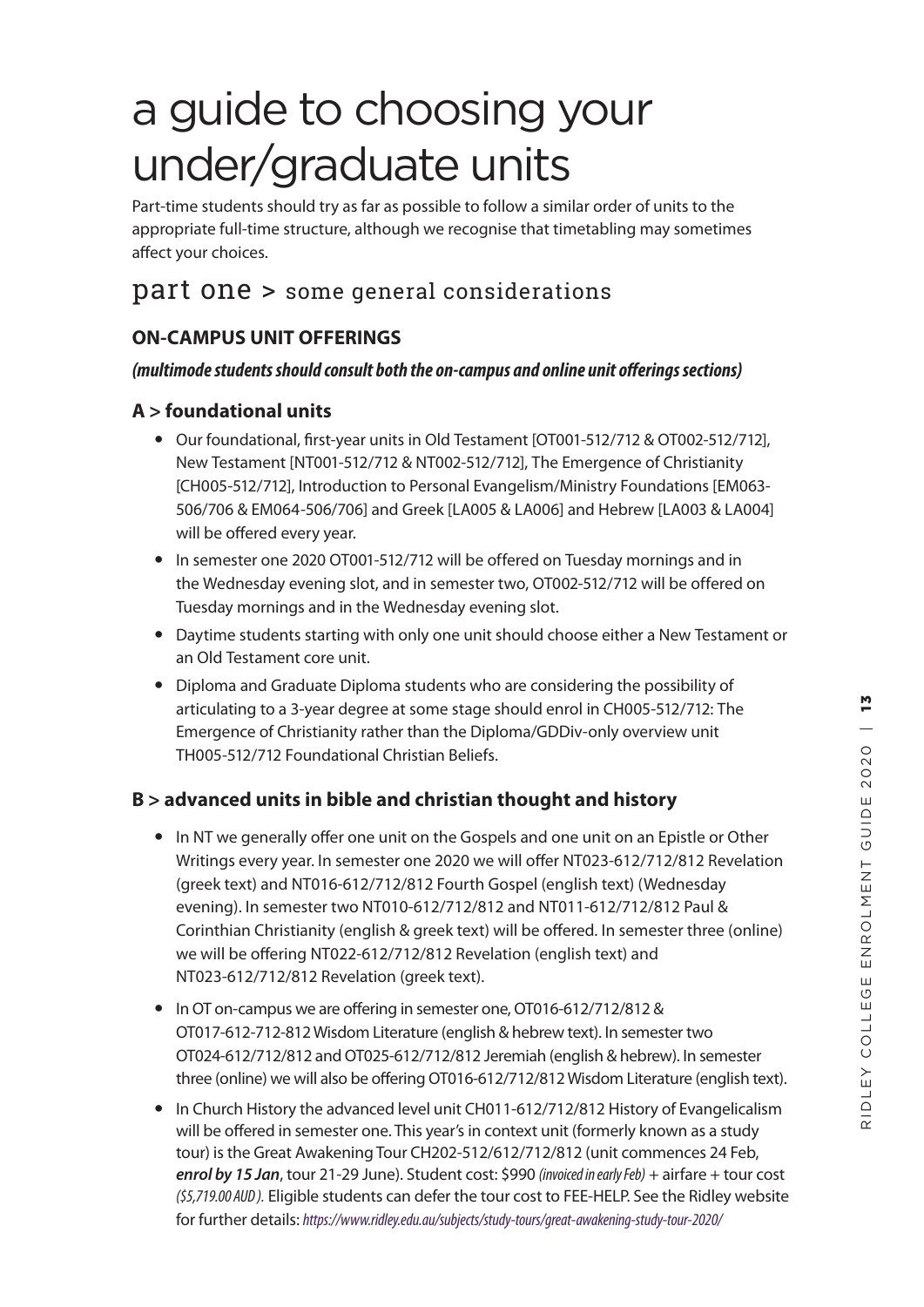# a guide to choosing your under/graduate units

Part-time students should try as far as possible to follow a similar order of units to the appropriate full-time structure, although we recognise that timetabling may sometimes affect your choices.

## part one > some general considerations

### ON-CAMPUS UNIT OFFERINGS

***(multimode students should consult both the on-campus and online unit offerings sections)***

### A > foundational units

- Our foundational, first-year units in Old Testament [OT001-512/712 & OT002-512/712], New Testament [NT001-512/712 & NT002-512/712], The Emergence of Christianity [CH005-512/712], Introduction to Personal Evangelism/Ministry Foundations [EM063-506/706 & EM064-506/706] and Greek [LA005 & LA006] and Hebrew [LA003 & LA004] will be offered every year.
- In semester one 2020 OT001-512/712 will be offered on Tuesday mornings and in the Wednesday evening slot, and in semester two, OT002-512/712 will be offered on Tuesday mornings and in the Wednesday evening slot.
- Daytime students starting with only one unit should choose either a New Testament or an Old Testament core unit.
- Diploma and Graduate Diploma students who are considering the possibility of articulating to a 3-year degree at some stage should enrol in CH005-512/712: The Emergence of Christianity rather than the Diploma/GDDiv-only overview unit TH005-512/712 Foundational Christian Beliefs.

### B > advanced units in bible and christian thought and history

- In NT we generally offer one unit on the Gospels and one unit on an Epistle or Other Writings every year. In semester one 2020 we will offer NT023-612/712/812 Revelation (greek text) and NT016-612/712/812 Fourth Gospel (english text) (Wednesday evening). In semester two NT010-612/712/812 and NT011-612/712/812 Paul & Corinthian Christianity (english & greek text) will be offered. In semester three (online) we will be offering NT022-612/712/812 Revelation (english text) and NT023-612/712/812 Revelation (greek text).
- In OT on-campus we are offering in semester one, OT016-612/712/812 & OT017-612-712-812 Wisdom Literature (english & hebrew text). In semester two OT024-612/712/812 and OT025-612/712/812 Jeremiah (english & hebrew). In semester three (online) we will also be offering OT016-612/712/812 Wisdom Literature (english text).
- In Church History the advanced level unit CH011-612/712/812 History of Evangelicalism will be offered in semester one. This year's in context unit (formerly known as a study tour) is the Great Awakening Tour CH202-512/612/712/812 (unit commences 24 Feb, ***enrol by 15 Jan***, tour 21-29 June). Student cost: $990 *(invoiced in early Feb)* + airfare + tour cost *($5,719.00 AUD).* Eligible students can defer the tour cost to FEE-HELP. See the Ridley website for further details: *https://www.ridley.edu.au/subjects/study-tours/great-awakening-study-tour-2020/*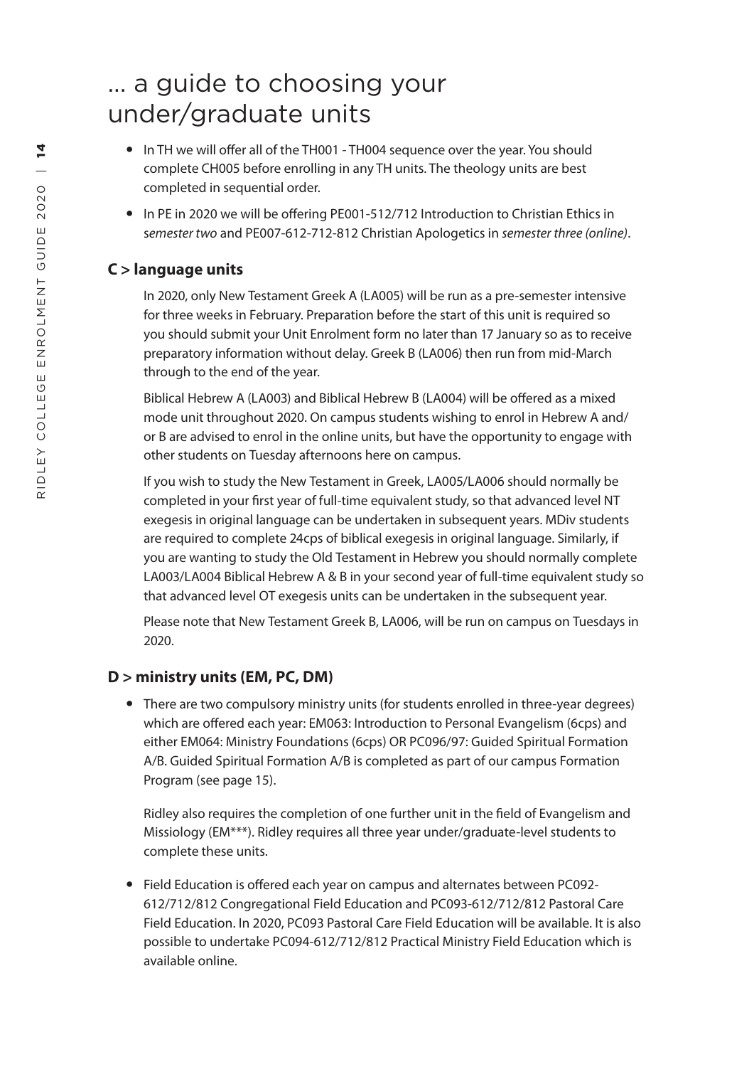# ... a guide to choosing your under/graduate units

- In TH we will offer all of the TH001 - TH004 sequence over the year. You should complete CH005 before enrolling in any TH units. The theology units are best completed in sequential order.
- In PE in 2020 we will be offering PE001-512/712 Introduction to Christian Ethics in *semester two* and PE007-612-712-812 Christian Apologetics in *semester three (online)*.

### C > language units

In 2020, only New Testament Greek A (LA005) will be run as a pre-semester intensive for three weeks in February. Preparation before the start of this unit is required so you should submit your Unit Enrolment form no later than 17 January so as to receive preparatory information without delay. Greek B (LA006) then run from mid-March through to the end of the year.

Biblical Hebrew A (LA003) and Biblical Hebrew B (LA004) will be offered as a mixed mode unit throughout 2020. On campus students wishing to enrol in Hebrew A and/or B are advised to enrol in the online units, but have the opportunity to engage with other students on Tuesday afternoons here on campus.

If you wish to study the New Testament in Greek, LA005/LA006 should normally be completed in your first year of full-time equivalent study, so that advanced level NT exegesis in original language can be undertaken in subsequent years. MDiv students are required to complete 24cps of biblical exegesis in original language. Similarly, if you are wanting to study the Old Testament in Hebrew you should normally complete LA003/LA004 Biblical Hebrew A & B in your second year of full-time equivalent study so that advanced level OT exegesis units can be undertaken in the subsequent year.

Please note that New Testament Greek B, LA006, will be run on campus on Tuesdays in 2020.

### D > ministry units (EM, PC, DM)

- There are two compulsory ministry units (for students enrolled in three-year degrees) which are offered each year: EM063: Introduction to Personal Evangelism (6cps) and either EM064: Ministry Foundations (6cps) OR PC096/97: Guided Spiritual Formation A/B. Guided Spiritual Formation A/B is completed as part of our campus Formation Program (see page 15).

  Ridley also requires the completion of one further unit in the field of Evangelism and Missiology (EM***). Ridley requires all three year under/graduate-level students to complete these units.

- Field Education is offered each year on campus and alternates between PC092-612/712/812 Congregational Field Education and PC093-612/712/812 Pastoral Care Field Education. In 2020, PC093 Pastoral Care Field Education will be available. It is also possible to undertake PC094-612/712/812 Practical Ministry Field Education which is available online.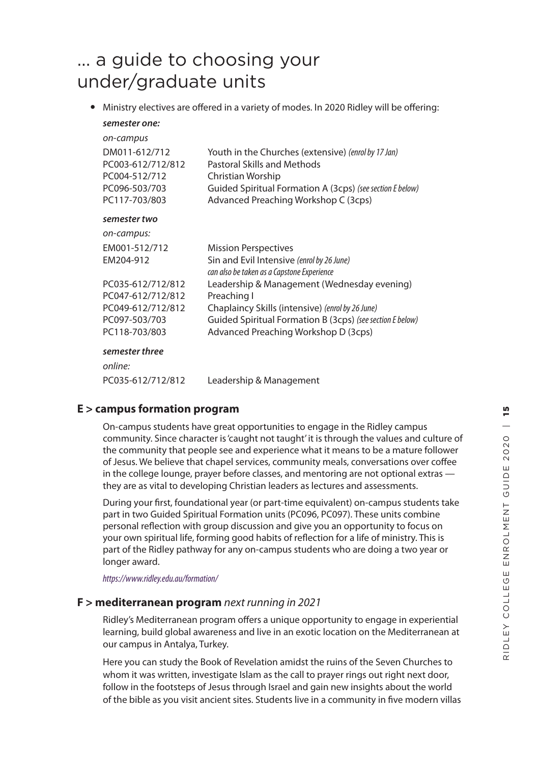# ... a guide to choosing your under/graduate units

- Ministry electives are offered in a variety of modes. In 2020 Ridley will be offering:

***semester one:***

*on-campus*

| | |
|---|---|
| DM011-612/712 | Youth in the Churches (extensive) *(enrol by 17 Jan)* |
| PC003-612/712/812 | Pastoral Skills and Methods |
| PC004-512/712 | Christian Worship |
| PC096-503/703 | Guided Spiritual Formation A (3cps) *(see section E below)* |
| PC117-703/803 | Advanced Preaching Workshop C (3cps) |

***semester two***

*on-campus:*

| | |
|---|---|
| EM001-512/712 | Mission Perspectives |
| EM204-912 | Sin and Evil Intensive *(enrol by 26 June)* *can also be taken as a Capstone Experience* |
| PC035-612/712/812 | Leadership & Management (Wednesday evening) |
| PC047-612/712/812 | Preaching I |
| PC049-612/712/812 | Chaplaincy Skills (intensive) *(enrol by 26 June)* |
| PC097-503/703 | Guided Spiritual Formation B (3cps) *(see section E below)* |
| PC118-703/803 | Advanced Preaching Workshop D (3cps) |

***semester three***

*online:*

| | |
|---|---|
| PC035-612/712/812 | Leadership & Management |

## E > campus formation program

On-campus students have great opportunities to engage in the Ridley campus community. Since character is 'caught not taught' it is through the values and culture of the community that people see and experience what it means to be a mature follower of Jesus. We believe that chapel services, community meals, conversations over coffee in the college lounge, prayer before classes, and mentoring are not optional extras — they are as vital to developing Christian leaders as lectures and assessments.

During your first, foundational year (or part-time equivalent) on-campus students take part in two Guided Spiritual Formation units (PC096, PC097). These units combine personal reflection with group discussion and give you an opportunity to focus on your own spiritual life, forming good habits of reflection for a life of ministry. This is part of the Ridley pathway for any on-campus students who are doing a two year or longer award.

*https://www.ridley.edu.au/formation/*

## F > mediterranean program *next running in 2021*

Ridley's Mediterranean program offers a unique opportunity to engage in experiential learning, build global awareness and live in an exotic location on the Mediterranean at our campus in Antalya, Turkey.

Here you can study the Book of Revelation amidst the ruins of the Seven Churches to whom it was written, investigate Islam as the call to prayer rings out right next door, follow in the footsteps of Jesus through Israel and gain new insights about the world of the bible as you visit ancient sites. Students live in a community in five modern villas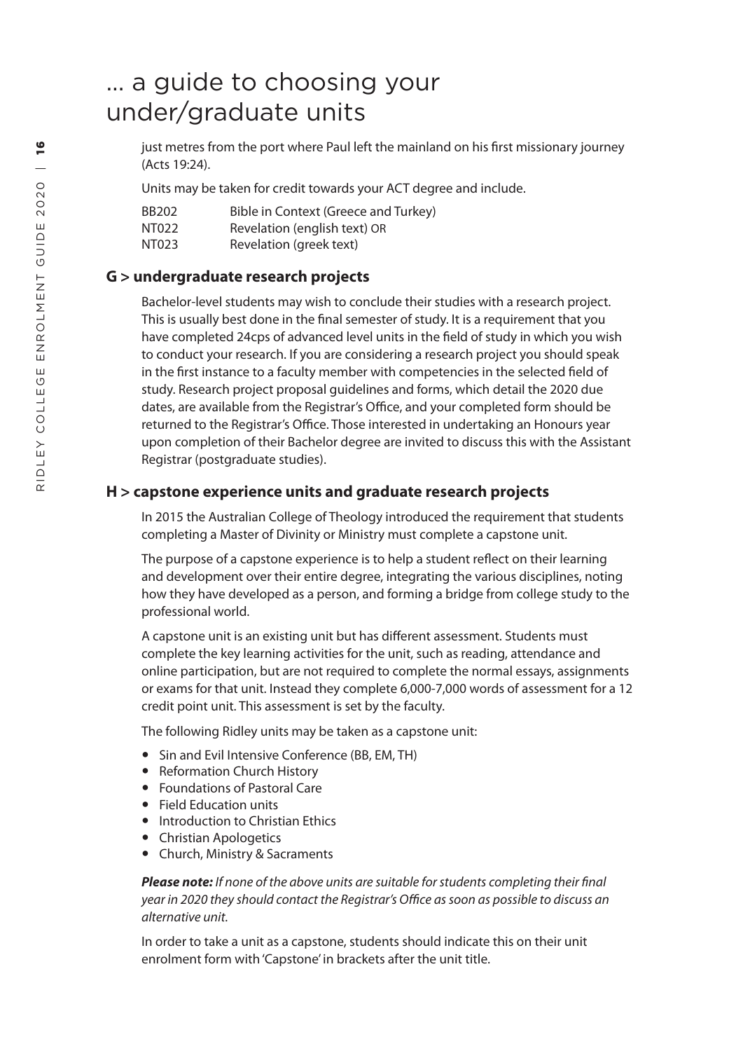# ... a guide to choosing your under/graduate units

just metres from the port where Paul left the mainland on his first missionary journey (Acts 19:24).

Units may be taken for credit towards your ACT degree and include.

| | |
|---|---|
| BB202 | Bible in Context (Greece and Turkey) |
| NT022 | Revelation (english text) OR |
| NT023 | Revelation (greek text) |

## G > undergraduate research projects

Bachelor-level students may wish to conclude their studies with a research project. This is usually best done in the final semester of study. It is a requirement that you have completed 24cps of advanced level units in the field of study in which you wish to conduct your research. If you are considering a research project you should speak in the first instance to a faculty member with competencies in the selected field of study. Research project proposal guidelines and forms, which detail the 2020 due dates, are available from the Registrar's Office, and your completed form should be returned to the Registrar's Office. Those interested in undertaking an Honours year upon completion of their Bachelor degree are invited to discuss this with the Assistant Registrar (postgraduate studies).

## H > capstone experience units and graduate research projects

In 2015 the Australian College of Theology introduced the requirement that students completing a Master of Divinity or Ministry must complete a capstone unit.

The purpose of a capstone experience is to help a student reflect on their learning and development over their entire degree, integrating the various disciplines, noting how they have developed as a person, and forming a bridge from college study to the professional world.

A capstone unit is an existing unit but has different assessment. Students must complete the key learning activities for the unit, such as reading, attendance and online participation, but are not required to complete the normal essays, assignments or exams for that unit. Instead they complete 6,000-7,000 words of assessment for a 12 credit point unit. This assessment is set by the faculty.

The following Ridley units may be taken as a capstone unit:

- Sin and Evil Intensive Conference (BB, EM, TH)
- Reformation Church History
- Foundations of Pastoral Care
- Field Education units
- Introduction to Christian Ethics
- Christian Apologetics
- Church, Ministry & Sacraments

***Please note:*** *If none of the above units are suitable for students completing their final year in 2020 they should contact the Registrar's Office as soon as possible to discuss an alternative unit.*

In order to take a unit as a capstone, students should indicate this on their unit enrolment form with 'Capstone' in brackets after the unit title.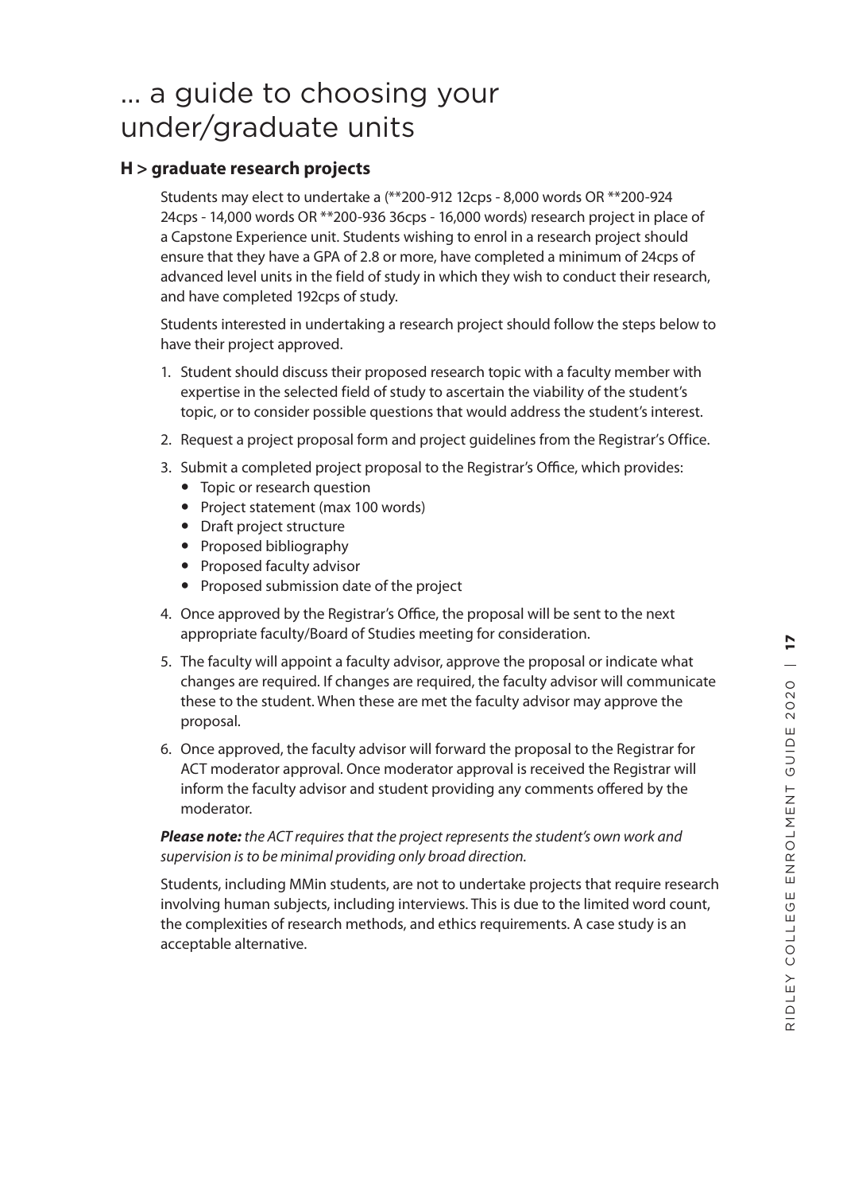# ... a guide to choosing your under/graduate units

## H > graduate research projects

Students may elect to undertake a (**200-912 12cps - 8,000 words OR **200-924 24cps - 14,000 words OR **200-936 36cps - 16,000 words) research project in place of a Capstone Experience unit. Students wishing to enrol in a research project should ensure that they have a GPA of 2.8 or more, have completed a minimum of 24cps of advanced level units in the field of study in which they wish to conduct their research, and have completed 192cps of study.

Students interested in undertaking a research project should follow the steps below to have their project approved.

1. Student should discuss their proposed research topic with a faculty member with expertise in the selected field of study to ascertain the viability of the student's topic, or to consider possible questions that would address the student's interest.
2. Request a project proposal form and project guidelines from the Registrar's Office.
3. Submit a completed project proposal to the Registrar's Office, which provides:
   - Topic or research question
   - Project statement (max 100 words)
   - Draft project structure
   - Proposed bibliography
   - Proposed faculty advisor
   - Proposed submission date of the project
4. Once approved by the Registrar's Office, the proposal will be sent to the next appropriate faculty/Board of Studies meeting for consideration.
5. The faculty will appoint a faculty advisor, approve the proposal or indicate what changes are required. If changes are required, the faculty advisor will communicate these to the student. When these are met the faculty advisor may approve the proposal.
6. Once approved, the faculty advisor will forward the proposal to the Registrar for ACT moderator approval. Once moderator approval is received the Registrar will inform the faculty advisor and student providing any comments offered by the moderator.

***Please note:*** *the ACT requires that the project represents the student's own work and supervision is to be minimal providing only broad direction.*

Students, including MMin students, are not to undertake projects that require research involving human subjects, including interviews. This is due to the limited word count, the complexities of research methods, and ethics requirements. A case study is an acceptable alternative.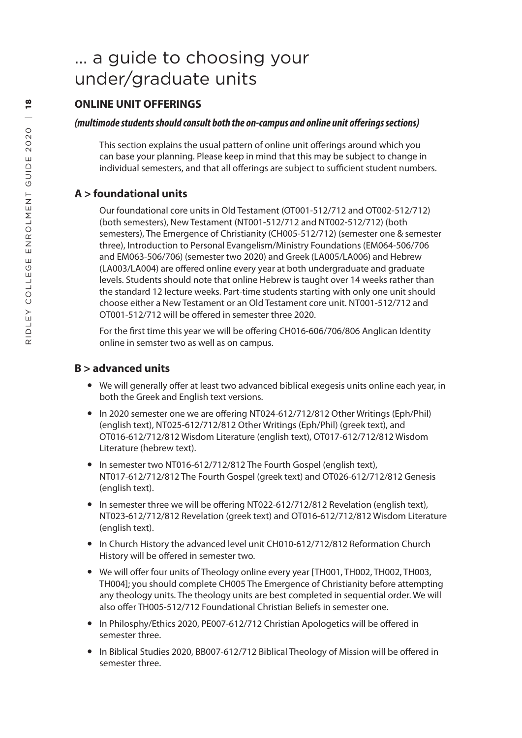# ... a guide to choosing your under/graduate units

## ONLINE UNIT OFFERINGS

***(multimode students should consult both the on-campus and online unit offerings sections)***

This section explains the usual pattern of online unit offerings around which you can base your planning. Please keep in mind that this may be subject to change in individual semesters, and that all offerings are subject to sufficient student numbers.

### A > foundational units

Our foundational core units in Old Testament (OT001-512/712 and OT002-512/712) (both semesters), New Testament (NT001-512/712 and NT002-512/712) (both semesters), The Emergence of Christianity (CH005-512/712) (semester one & semester three), Introduction to Personal Evangelism/Ministry Foundations (EM064-506/706 and EM063-506/706) (semester two 2020) and Greek (LA005/LA006) and Hebrew (LA003/LA004) are offered online every year at both undergraduate and graduate levels. Students should note that online Hebrew is taught over 14 weeks rather than the standard 12 lecture weeks. Part-time students starting with only one unit should choose either a New Testament or an Old Testament core unit. NT001-512/712 and OT001-512/712 will be offered in semester three 2020.

For the first time this year we will be offering CH016-606/706/806 Anglican Identity online in semster two as well as on campus.

### B > advanced units

- We will generally offer at least two advanced biblical exegesis units online each year, in both the Greek and English text versions.
- In 2020 semester one we are offering NT024-612/712/812 Other Writings (Eph/Phil) (english text), NT025-612/712/812 Other Writings (Eph/Phil) (greek text), and OT016-612/712/812 Wisdom Literature (english text), OT017-612/712/812 Wisdom Literature (hebrew text).
- In semester two NT016-612/712/812 The Fourth Gospel (english text), NT017-612/712/812 The Fourth Gospel (greek text) and OT026-612/712/812 Genesis (english text).
- In semester three we will be offering NT022-612/712/812 Revelation (english text), NT023-612/712/812 Revelation (greek text) and OT016-612/712/812 Wisdom Literature (english text).
- In Church History the advanced level unit CH010-612/712/812 Reformation Church History will be offered in semester two.
- We will offer four units of Theology online every year [TH001, TH002, TH002, TH003, TH004]; you should complete CH005 The Emergence of Christianity before attempting any theology units. The theology units are best completed in sequential order. We will also offer TH005-512/712 Foundational Christian Beliefs in semester one.
- In Philosphy/Ethics 2020, PE007-612/712 Christian Apologetics will be offered in semester three.
- In Biblical Studies 2020, BB007-612/712 Biblical Theology of Mission will be offered in semester three.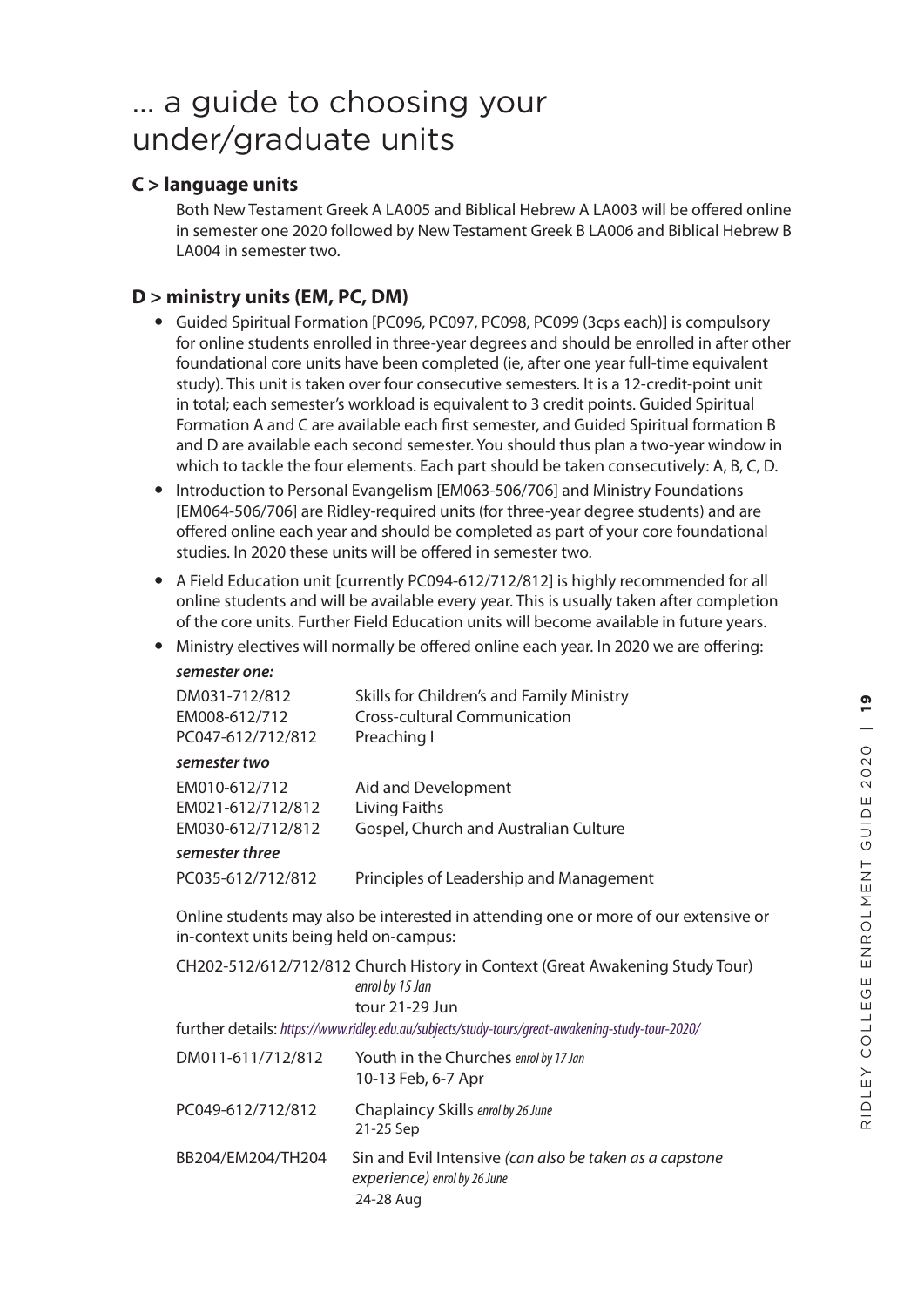# ... a guide to choosing your under/graduate units

### C > language units

Both New Testament Greek A LA005 and Biblical Hebrew A LA003 will be offered online in semester one 2020 followed by New Testament Greek B LA006 and Biblical Hebrew B LA004 in semester two.

### D > ministry units (EM, PC, DM)

- Guided Spiritual Formation [PC096, PC097, PC098, PC099 (3cps each)] is compulsory for online students enrolled in three-year degrees and should be enrolled in after other foundational core units have been completed (ie, after one year full-time equivalent study). This unit is taken over four consecutive semesters. It is a 12-credit-point unit in total; each semester's workload is equivalent to 3 credit points. Guided Spiritual Formation A and C are available each first semester, and Guided Spiritual formation B and D are available each second semester. You should thus plan a two-year window in which to tackle the four elements. Each part should be taken consecutively: A, B, C, D.
- Introduction to Personal Evangelism [EM063-506/706] and Ministry Foundations [EM064-506/706] are Ridley-required units (for three-year degree students) and are offered online each year and should be completed as part of your core foundational studies. In 2020 these units will be offered in semester two.
- A Field Education unit [currently PC094-612/712/812] is highly recommended for all online students and will be available every year. This is usually taken after completion of the core units. Further Field Education units will become available in future years.
- Ministry electives will normally be offered online each year. In 2020 we are offering:

***semester one:***

| | |
|---|---|
| DM031-712/812 | Skills for Children's and Family Ministry |
| EM008-612/712 | Cross-cultural Communication |
| PC047-612/712/812 | Preaching I |

***semester two***

| | |
|---|---|
| EM010-612/712 | Aid and Development |
| EM021-612/712/812 | Living Faiths |
| EM030-612/712/812 | Gospel, Church and Australian Culture |

***semester three***

| | |
|---|---|
| PC035-612/712/812 | Principles of Leadership and Management |

Online students may also be interested in attending one or more of our extensive or in-context units being held on-campus:

CH202-512/612/712/812 Church History in Context (Great Awakening Study Tour) *enrol by 15 Jan*
tour 21-29 Jun

further details: *https://www.ridley.edu.au/subjects/study-tours/great-awakening-study-tour-2020/*

| | |
|---|---|
| DM011-611/712/812 | Youth in the Churches *enrol by 17 Jan* 10-13 Feb, 6-7 Apr |
| PC049-612/712/812 | Chaplaincy Skills *enrol by 26 June* 21-25 Sep |
| BB204/EM204/TH204 | Sin and Evil Intensive *(can also be taken as a capstone experience) enrol by 26 June* 24-28 Aug |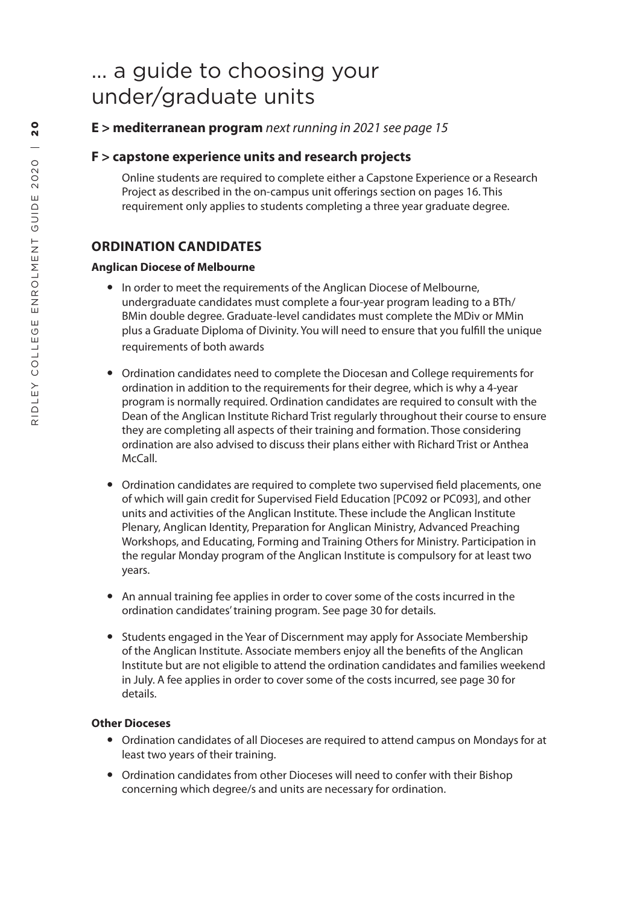# … a guide to choosing your under/graduate units

**E > mediterranean program** *next running in 2021 see page 15*

**F > capstone experience units and research projects**

Online students are required to complete either a Capstone Experience or a Research Project as described in the on-campus unit offerings section on pages 16. This requirement only applies to students completing a three year graduate degree.

## ORDINATION CANDIDATES

### Anglican Diocese of Melbourne

- In order to meet the requirements of the Anglican Diocese of Melbourne, undergraduate candidates must complete a four-year program leading to a BTh/BMin double degree. Graduate-level candidates must complete the MDiv or MMin plus a Graduate Diploma of Divinity. You will need to ensure that you fulfill the unique requirements of both awards
- Ordination candidates need to complete the Diocesan and College requirements for ordination in addition to the requirements for their degree, which is why a 4-year program is normally required. Ordination candidates are required to consult with the Dean of the Anglican Institute Richard Trist regularly throughout their course to ensure they are completing all aspects of their training and formation. Those considering ordination are also advised to discuss their plans either with Richard Trist or Anthea McCall.
- Ordination candidates are required to complete two supervised field placements, one of which will gain credit for Supervised Field Education [PC092 or PC093], and other units and activities of the Anglican Institute. These include the Anglican Institute Plenary, Anglican Identity, Preparation for Anglican Ministry, Advanced Preaching Workshops, and Educating, Forming and Training Others for Ministry. Participation in the regular Monday program of the Anglican Institute is compulsory for at least two years.
- An annual training fee applies in order to cover some of the costs incurred in the ordination candidates' training program. See page 30 for details.
- Students engaged in the Year of Discernment may apply for Associate Membership of the Anglican Institute. Associate members enjoy all the benefits of the Anglican Institute but are not eligible to attend the ordination candidates and families weekend in July. A fee applies in order to cover some of the costs incurred, see page 30 for details.

### Other Dioceses

- Ordination candidates of all Dioceses are required to attend campus on Mondays for at least two years of their training.
- Ordination candidates from other Dioceses will need to confer with their Bishop concerning which degree/s and units are necessary for ordination.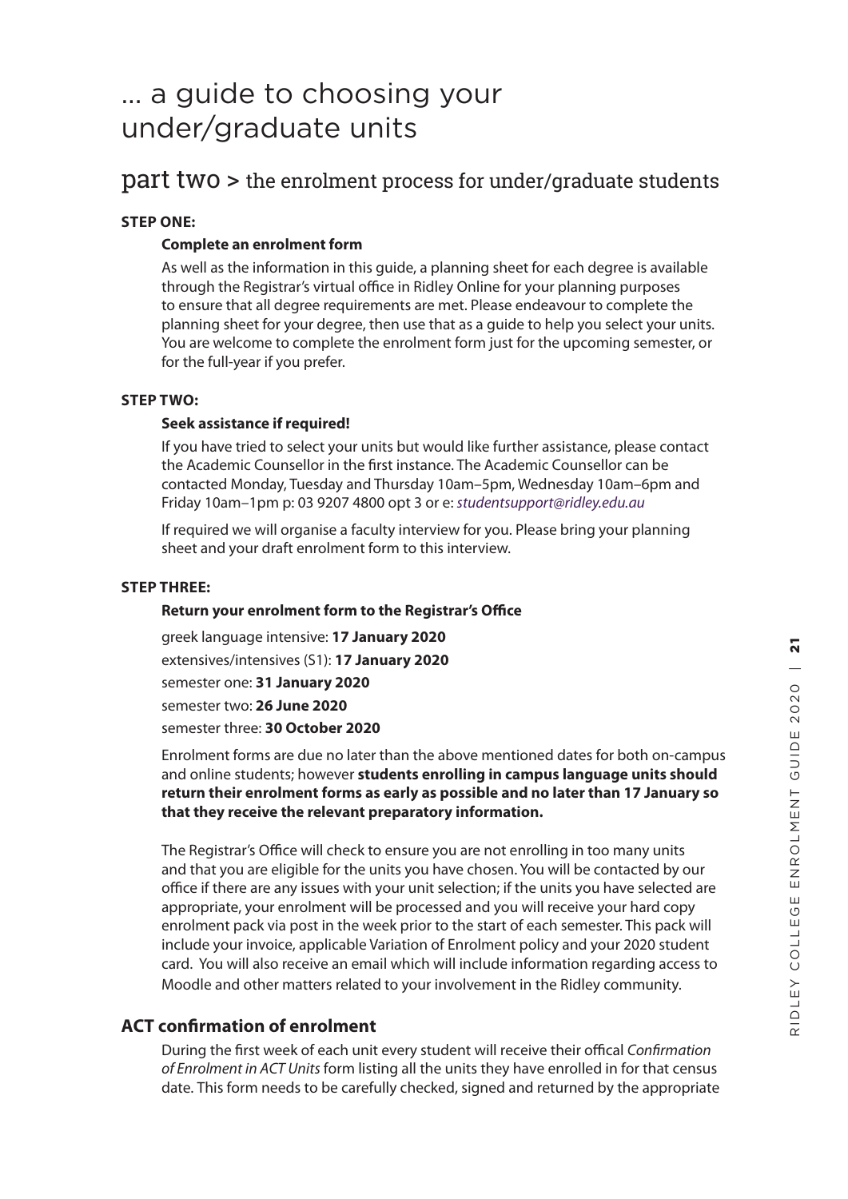# ... a guide to choosing your under/graduate units

## part two > the enrolment process for under/graduate students

**STEP ONE:**

**Complete an enrolment form**

As well as the information in this guide, a planning sheet for each degree is available through the Registrar's virtual office in Ridley Online for your planning purposes to ensure that all degree requirements are met. Please endeavour to complete the planning sheet for your degree, then use that as a guide to help you select your units. You are welcome to complete the enrolment form just for the upcoming semester, or for the full-year if you prefer.

**STEP TWO:**

**Seek assistance if required!**

If you have tried to select your units but would like further assistance, please contact the Academic Counsellor in the first instance. The Academic Counsellor can be contacted Monday, Tuesday and Thursday 10am–5pm, Wednesday 10am–6pm and Friday 10am–1pm p: 03 9207 4800 opt 3 or e: *studentsupport@ridley.edu.au*

If required we will organise a faculty interview for you. Please bring your planning sheet and your draft enrolment form to this interview.

**STEP THREE:**

**Return your enrolment form to the Registrar's Office**

greek language intensive: **17 January 2020**

extensives/intensives (S1): **17 January 2020**

semester one: **31 January 2020**

semester two: **26 June 2020**

semester three: **30 October 2020**

Enrolment forms are due no later than the above mentioned dates for both on-campus and online students; however **students enrolling in campus language units should return their enrolment forms as early as possible and no later than 17 January so that they receive the relevant preparatory information.**

The Registrar's Office will check to ensure you are not enrolling in too many units and that you are eligible for the units you have chosen. You will be contacted by our office if there are any issues with your unit selection; if the units you have selected are appropriate, your enrolment will be processed and you will receive your hard copy enrolment pack via post in the week prior to the start of each semester. This pack will include your invoice, applicable Variation of Enrolment policy and your 2020 student card. You will also receive an email which will include information regarding access to Moodle and other matters related to your involvement in the Ridley community.

### ACT confirmation of enrolment

During the first week of each unit every student will receive their offical *Confirmation of Enrolment in ACT Units* form listing all the units they have enrolled in for that census date. This form needs to be carefully checked, signed and returned by the appropriate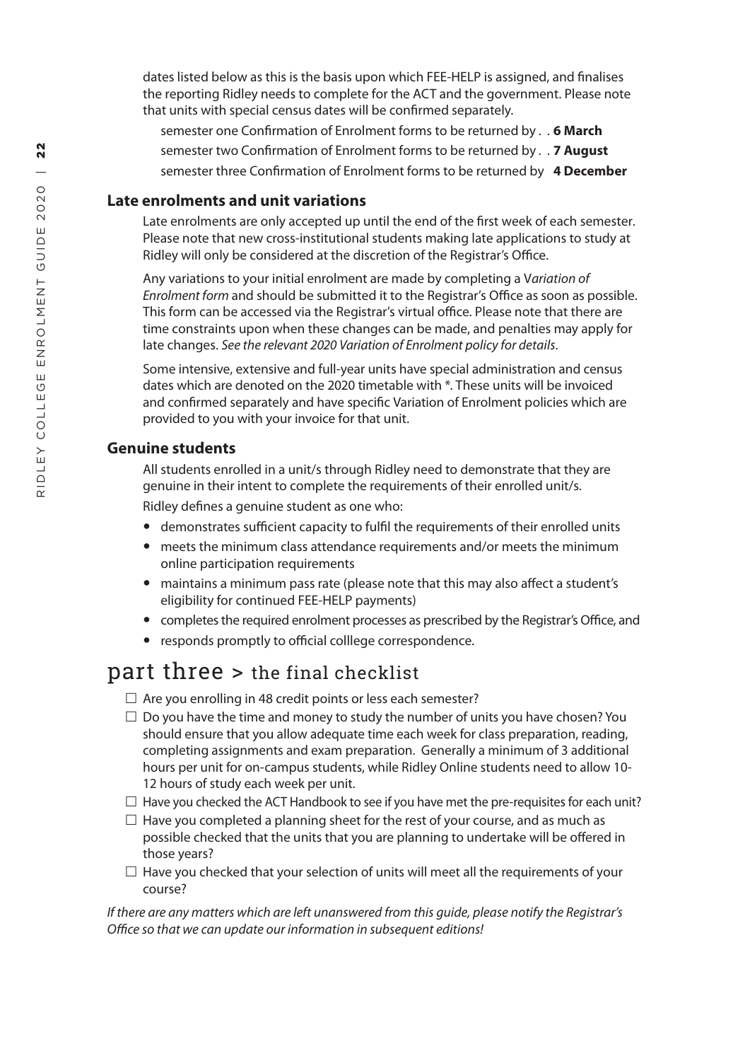dates listed below as this is the basis upon which FEE-HELP is assigned, and finalises the reporting Ridley needs to complete for the ACT and the government. Please note that units with special census dates will be confirmed separately.

semester one Confirmation of Enrolment forms to be returned by . . **6 March**
semester two Confirmation of Enrolment forms to be returned by . . **7 August**
semester three Confirmation of Enrolment forms to be returned by **4 December**

### Late enrolments and unit variations

Late enrolments are only accepted up until the end of the first week of each semester. Please note that new cross-institutional students making late applications to study at Ridley will only be considered at the discretion of the Registrar's Office.

Any variations to your initial enrolment are made by completing a V*ariation of Enrolment form* and should be submitted it to the Registrar's Office as soon as possible. This form can be accessed via the Registrar's virtual office. Please note that there are time constraints upon when these changes can be made, and penalties may apply for late changes. *See the relevant 2020 Variation of Enrolment policy for details*.

Some intensive, extensive and full-year units have special administration and census dates which are denoted on the 2020 timetable with *. These units will be invoiced and confirmed separately and have specific Variation of Enrolment policies which are provided to you with your invoice for that unit.

### Genuine students

All students enrolled in a unit/s through Ridley need to demonstrate that they are genuine in their intent to complete the requirements of their enrolled unit/s.

Ridley defines a genuine student as one who:

- demonstrates sufficient capacity to fulfil the requirements of their enrolled units
- meets the minimum class attendance requirements and/or meets the minimum online participation requirements
- maintains a minimum pass rate (please note that this may also affect a student's eligibility for continued FEE-HELP payments)
- completes the required enrolment processes as prescribed by the Registrar's Office, and
- responds promptly to official colllege correspondence.

## part three > the final checklist

- ☐ Are you enrolling in 48 credit points or less each semester?
- ☐ Do you have the time and money to study the number of units you have chosen? You should ensure that you allow adequate time each week for class preparation, reading, completing assignments and exam preparation. Generally a minimum of 3 additional hours per unit for on-campus students, while Ridley Online students need to allow 10-12 hours of study each week per unit.
- ☐ Have you checked the ACT Handbook to see if you have met the pre-requisites for each unit?
- ☐ Have you completed a planning sheet for the rest of your course, and as much as possible checked that the units that you are planning to undertake will be offered in those years?
- ☐ Have you checked that your selection of units will meet all the requirements of your course?

*If there are any matters which are left unanswered from this guide, please notify the Registrar's Office so that we can update our information in subsequent editions!*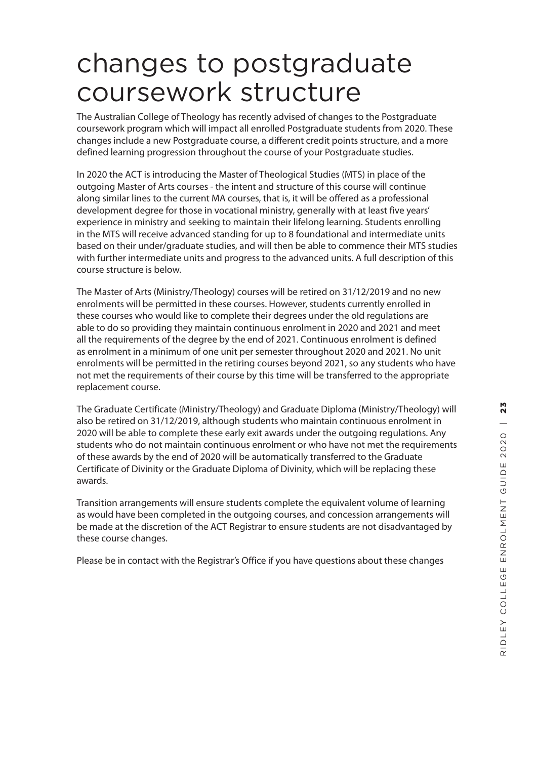# changes to postgraduate coursework structure

The Australian College of Theology has recently advised of changes to the Postgraduate coursework program which will impact all enrolled Postgraduate students from 2020. These changes include a new Postgraduate course, a different credit points structure, and a more defined learning progression throughout the course of your Postgraduate studies.

In 2020 the ACT is introducing the Master of Theological Studies (MTS) in place of the outgoing Master of Arts courses - the intent and structure of this course will continue along similar lines to the current MA courses, that is, it will be offered as a professional development degree for those in vocational ministry, generally with at least five years' experience in ministry and seeking to maintain their lifelong learning. Students enrolling in the MTS will receive advanced standing for up to 8 foundational and intermediate units based on their under/graduate studies, and will then be able to commence their MTS studies with further intermediate units and progress to the advanced units. A full description of this course structure is below.

The Master of Arts (Ministry/Theology) courses will be retired on 31/12/2019 and no new enrolments will be permitted in these courses. However, students currently enrolled in these courses who would like to complete their degrees under the old regulations are able to do so providing they maintain continuous enrolment in 2020 and 2021 and meet all the requirements of the degree by the end of 2021. Continuous enrolment is defined as enrolment in a minimum of one unit per semester throughout 2020 and 2021. No unit enrolments will be permitted in the retiring courses beyond 2021, so any students who have not met the requirements of their course by this time will be transferred to the appropriate replacement course.

The Graduate Certificate (Ministry/Theology) and Graduate Diploma (Ministry/Theology) will also be retired on 31/12/2019, although students who maintain continuous enrolment in 2020 will be able to complete these early exit awards under the outgoing regulations. Any students who do not maintain continuous enrolment or who have not met the requirements of these awards by the end of 2020 will be automatically transferred to the Graduate Certificate of Divinity or the Graduate Diploma of Divinity, which will be replacing these awards.

Transition arrangements will ensure students complete the equivalent volume of learning as would have been completed in the outgoing courses, and concession arrangements will be made at the discretion of the ACT Registrar to ensure students are not disadvantaged by these course changes.

Please be in contact with the Registrar's Office if you have questions about these changes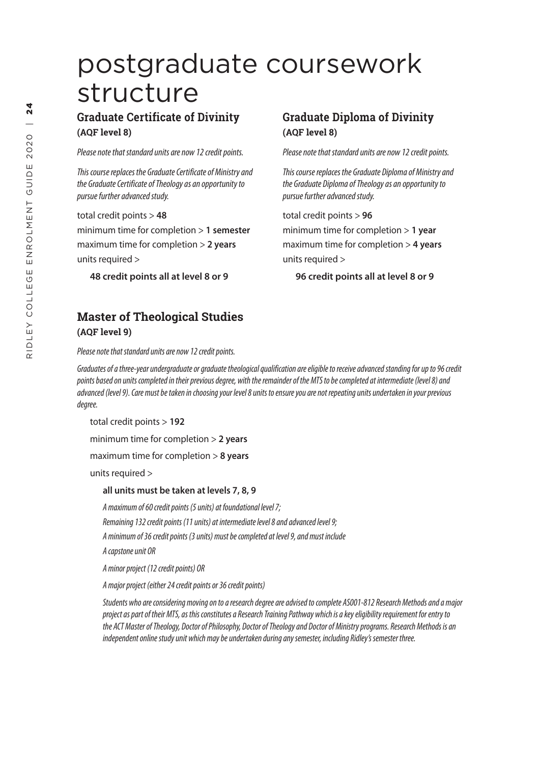# postgraduate coursework structure

## Graduate Certificate of Divinity

**(AQF level 8)**

*Please note that standard units are now 12 credit points.*

*This course replaces the Graduate Certificate of Ministry and the Graduate Certificate of Theology as an opportunity to pursue further advanced study.*

total credit points > **48**

minimum time for completion > **1 semester**

maximum time for completion > **2 years**

units required >

**48 credit points all at level 8 or 9**

## Graduate Diploma of Divinity

**(AQF level 8)**

*Please note that standard units are now 12 credit points.*

*This course replaces the Graduate Diploma of Ministry and the Graduate Diploma of Theology as an opportunity to pursue further advanced study.*

total credit points > **96**

minimum time for completion > **1 year**

maximum time for completion > **4 years**

units required >

**96 credit points all at level 8 or 9**

## Master of Theological Studies

**(AQF level 9)**

*Please note that standard units are now 12 credit points.*

*Graduates of a three-year undergraduate or graduate theological qualification are eligible to receive advanced standing for up to 96 credit points based on units completed in their previous degree, with the remainder of the MTS to be completed at intermediate (level 8) and advanced (level 9). Care must be taken in choosing your level 8 units to ensure you are not repeating units undertaken in your previous degree.*

total credit points > **192**

minimum time for completion > **2 years**

maximum time for completion > **8 years**

units required >

**all units must be taken at levels 7, 8, 9**

*A maximum of 60 credit points (5 units) at foundational level 7;*

*Remaining 132 credit points (11 units) at intermediate level 8 and advanced level 9;*

*A minimum of 36 credit points (3 units) must be completed at level 9, and must include*

*A capstone unit OR*

*A minor project (12 credit points) OR*

*A major project (either 24 credit points or 36 credit points)*

*Students who are considering moving on to a research degree are advised to complete AS001-812 Research Methods and a major project as part of their MTS, as this constitutes a Research Training Pathway which is a key eligibility requirement for entry to the ACT Master of Theology, Doctor of Philosophy, Doctor of Theology and Doctor of Ministry programs. Research Methods is an independent online study unit which may be undertaken during any semester, including Ridley's semester three.*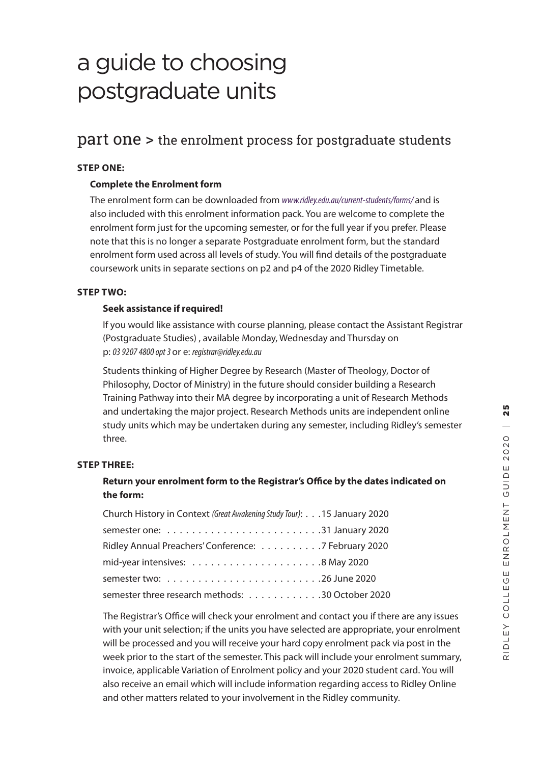# a guide to choosing postgraduate units

## part one > the enrolment process for postgraduate students

**STEP ONE:**

**Complete the Enrolment form**

The enrolment form can be downloaded from *www.ridley.edu.au/current-students/forms/* and is also included with this enrolment information pack. You are welcome to complete the enrolment form just for the upcoming semester, or for the full year if you prefer. Please note that this is no longer a separate Postgraduate enrolment form, but the standard enrolment form used across all levels of study. You will find details of the postgraduate coursework units in separate sections on p2 and p4 of the 2020 Ridley Timetable.

**STEP TWO:**

**Seek assistance if required!**

If you would like assistance with course planning, please contact the Assistant Registrar (Postgraduate Studies) , available Monday, Wednesday and Thursday on p: *03 9207 4800 opt 3* or e: *registrar@ridley.edu.au*

Students thinking of Higher Degree by Research (Master of Theology, Doctor of Philosophy, Doctor of Ministry) in the future should consider building a Research Training Pathway into their MA degree by incorporating a unit of Research Methods and undertaking the major project. Research Methods units are independent online study units which may be undertaken during any semester, including Ridley's semester three.

**STEP THREE:**

**Return your enrolment form to the Registrar's Office by the dates indicated on the form:**

Church History in Context *(Great Awakening Study Tour)*: . . . 15 January 2020
semester one: . . . . . . . . . . . . . . . . . . . . . . . . . 31 January 2020
Ridley Annual Preachers' Conference: . . . . . . . . . . 7 February 2020
mid-year intensives: . . . . . . . . . . . . . . . . . . . . . 8 May 2020
semester two: . . . . . . . . . . . . . . . . . . . . . . . . . 26 June 2020
semester three research methods: . . . . . . . . . . . . 30 October 2020

The Registrar's Office will check your enrolment and contact you if there are any issues with your unit selection; if the units you have selected are appropriate, your enrolment will be processed and you will receive your hard copy enrolment pack via post in the week prior to the start of the semester. This pack will include your enrolment summary, invoice, applicable Variation of Enrolment policy and your 2020 student card. You will also receive an email which will include information regarding access to Ridley Online and other matters related to your involvement in the Ridley community.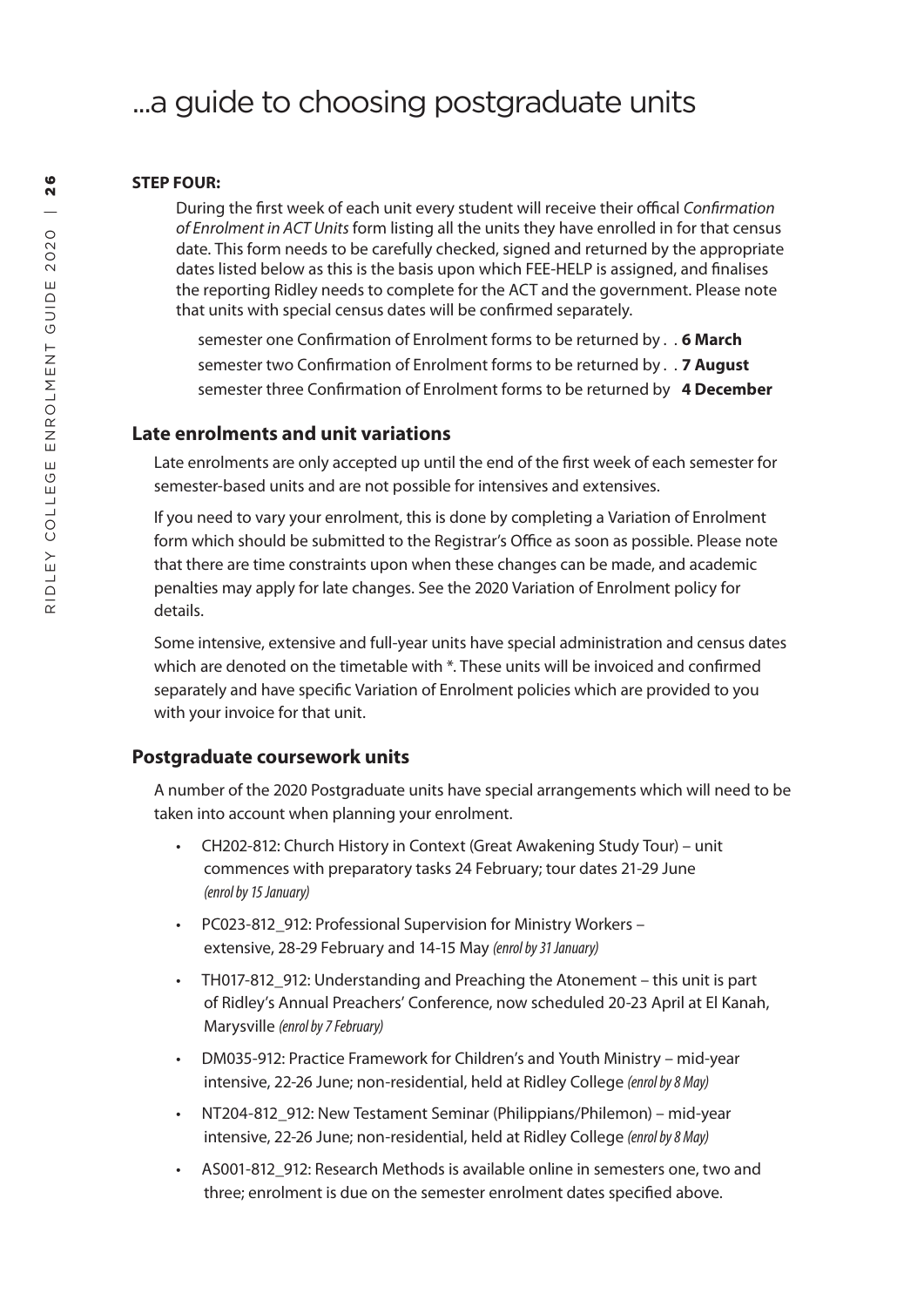# ...a guide to choosing postgraduate units

**STEP FOUR:**

During the first week of each unit every student will receive their offical *Confirmation of Enrolment in ACT Units* form listing all the units they have enrolled in for that census date. This form needs to be carefully checked, signed and returned by the appropriate dates listed below as this is the basis upon which FEE-HELP is assigned, and finalises the reporting Ridley needs to complete for the ACT and the government. Please note that units with special census dates will be confirmed separately.

semester one Confirmation of Enrolment forms to be returned by . . **6 March**
semester two Confirmation of Enrolment forms to be returned by . . **7 August**
semester three Confirmation of Enrolment forms to be returned by **4 December**

## Late enrolments and unit variations

Late enrolments are only accepted up until the end of the first week of each semester for semester-based units and are not possible for intensives and extensives.

If you need to vary your enrolment, this is done by completing a Variation of Enrolment form which should be submitted to the Registrar's Office as soon as possible. Please note that there are time constraints upon when these changes can be made, and academic penalties may apply for late changes. See the 2020 Variation of Enrolment policy for details.

Some intensive, extensive and full-year units have special administration and census dates which are denoted on the timetable with *. These units will be invoiced and confirmed separately and have specific Variation of Enrolment policies which are provided to you with your invoice for that unit.

## Postgraduate coursework units

A number of the 2020 Postgraduate units have special arrangements which will need to be taken into account when planning your enrolment.

- CH202-812: Church History in Context (Great Awakening Study Tour) – unit commences with preparatory tasks 24 February; tour dates 21-29 June *(enrol by 15 January)*
- PC023-812_912: Professional Supervision for Ministry Workers – extensive, 28-29 February and 14-15 May *(enrol by 31 January)*
- TH017-812_912: Understanding and Preaching the Atonement – this unit is part of Ridley's Annual Preachers' Conference, now scheduled 20-23 April at El Kanah, Marysville *(enrol by 7 February)*
- DM035-912: Practice Framework for Children's and Youth Ministry – mid-year intensive, 22-26 June; non-residential, held at Ridley College *(enrol by 8 May)*
- NT204-812_912: New Testament Seminar (Philippians/Philemon) – mid-year intensive, 22-26 June; non-residential, held at Ridley College *(enrol by 8 May)*
- AS001-812_912: Research Methods is available online in semesters one, two and three; enrolment is due on the semester enrolment dates specified above.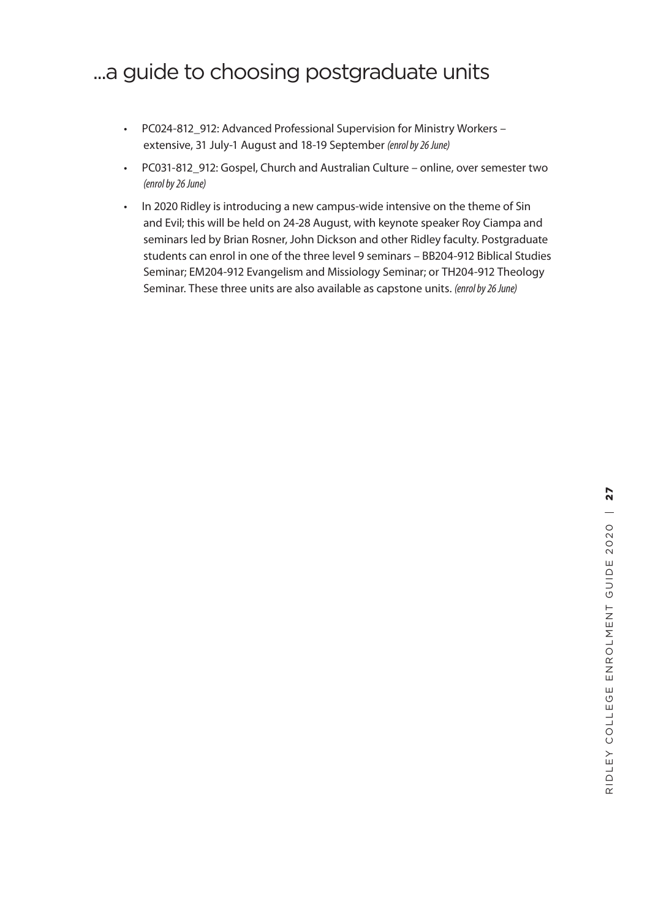# ...a guide to choosing postgraduate units

- PC024-812_912: Advanced Professional Supervision for Ministry Workers – extensive, 31 July-1 August and 18-19 September *(enrol by 26 June)*
- PC031-812_912: Gospel, Church and Australian Culture – online, over semester two *(enrol by 26 June)*
- In 2020 Ridley is introducing a new campus-wide intensive on the theme of Sin and Evil; this will be held on 24-28 August, with keynote speaker Roy Ciampa and seminars led by Brian Rosner, John Dickson and other Ridley faculty. Postgraduate students can enrol in one of the three level 9 seminars – BB204-912 Biblical Studies Seminar; EM204-912 Evangelism and Missiology Seminar; or TH204-912 Theology Seminar. These three units are also available as capstone units. *(enrol by 26 June)*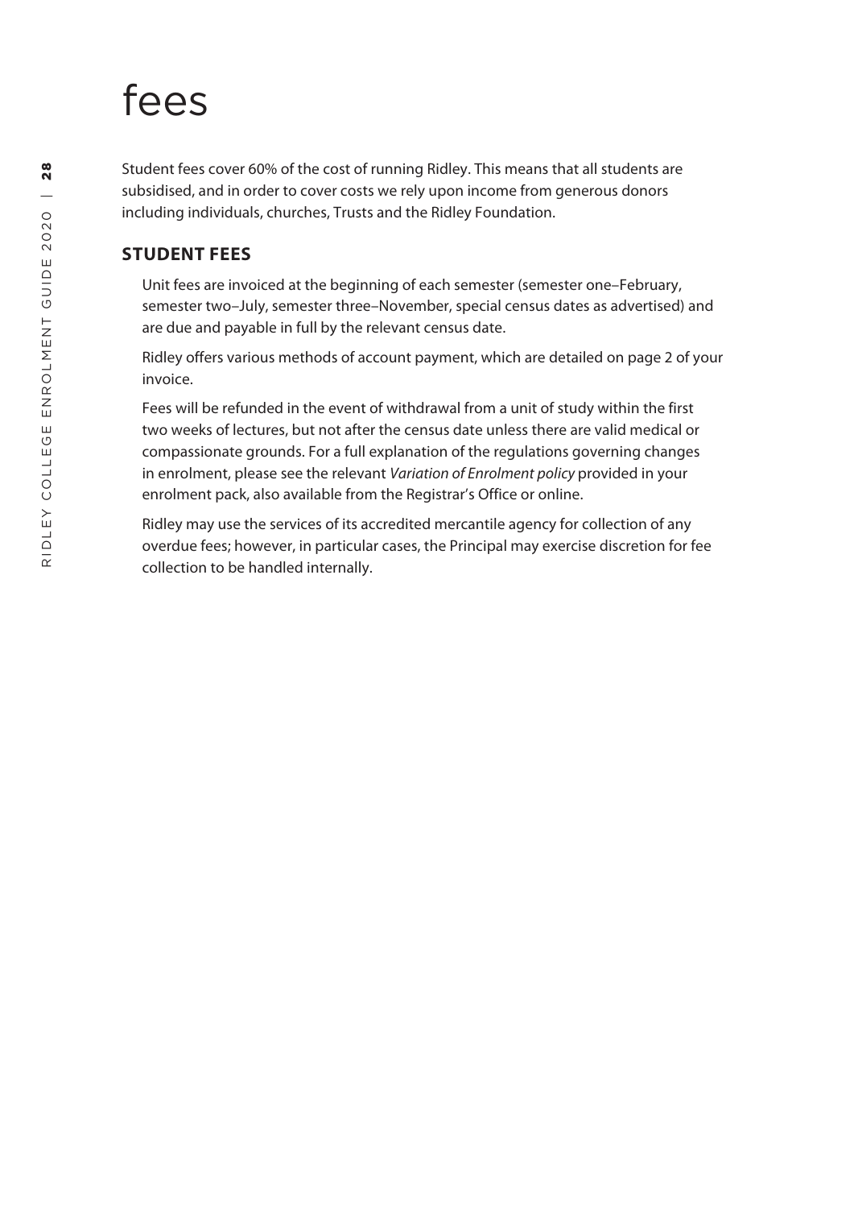# fees

Student fees cover 60% of the cost of running Ridley. This means that all students are subsidised, and in order to cover costs we rely upon income from generous donors including individuals, churches, Trusts and the Ridley Foundation.

## STUDENT FEES

Unit fees are invoiced at the beginning of each semester (semester one–February, semester two–July, semester three–November, special census dates as advertised) and are due and payable in full by the relevant census date.

Ridley offers various methods of account payment, which are detailed on page 2 of your invoice.

Fees will be refunded in the event of withdrawal from a unit of study within the first two weeks of lectures, but not after the census date unless there are valid medical or compassionate grounds. For a full explanation of the regulations governing changes in enrolment, please see the relevant *Variation of Enrolment policy* provided in your enrolment pack, also available from the Registrar's Office or online.

Ridley may use the services of its accredited mercantile agency for collection of any overdue fees; however, in particular cases, the Principal may exercise discretion for fee collection to be handled internally.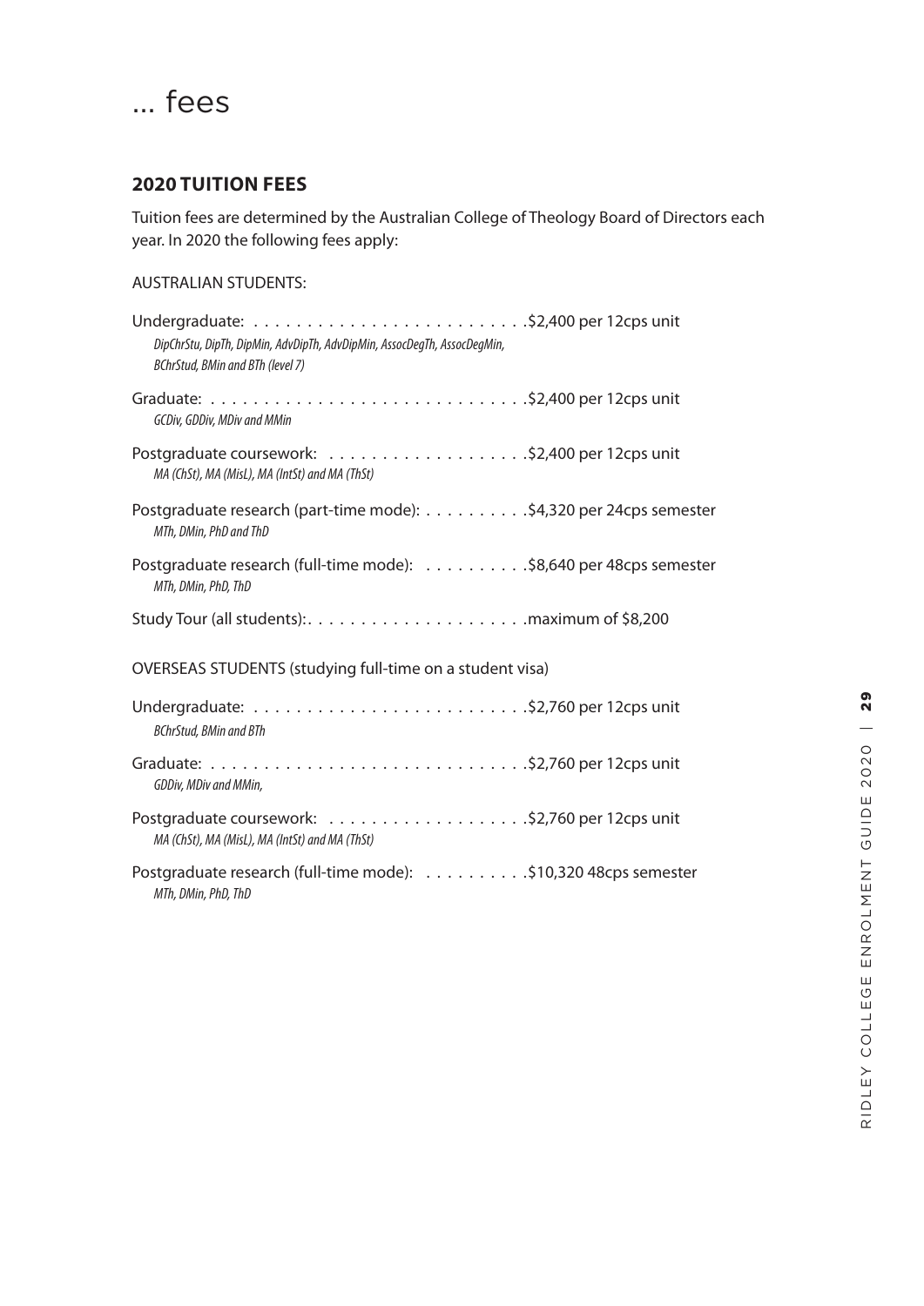# ... fees

## 2020 TUITION FEES

Tuition fees are determined by the Australian College of Theology Board of Directors each year. In 2020 the following fees apply:

AUSTRALIAN STUDENTS:

Undergraduate: . . . . . . . . . . . . . . . . . . . . . . . . . .$2,400 per 12cps unit
*DipChrStu, DipTh, DipMin, AdvDipTh, AdvDipMin, AssocDegTh, AssocDegMin, BChrStud, BMin and BTh (level 7)*

Graduate: . . . . . . . . . . . . . . . . . . . . . . . . . . . . . .$2,400 per 12cps unit
*GCDiv, GDDiv, MDiv and MMin*

Postgraduate coursework: . . . . . . . . . . . . . . . . . . .$2,400 per 12cps unit
*MA (ChSt), MA (MisL), MA (IntSt) and MA (ThSt)*

Postgraduate research (part-time mode): . . . . . . . . . .$4,320 per 24cps semester
*MTh, DMin, PhD and ThD*

Postgraduate research (full-time mode): . . . . . . . . . .$8,640 per 48cps semester
*MTh, DMin, PhD, ThD*

Study Tour (all students):. . . . . . . . . . . . . . . . . . . . .maximum of $8,200

OVERSEAS STUDENTS (studying full-time on a student visa)

Undergraduate: . . . . . . . . . . . . . . . . . . . . . . . . . .$2,760 per 12cps unit
*BChrStud, BMin and BTh*

Graduate: . . . . . . . . . . . . . . . . . . . . . . . . . . . . . .$2,760 per 12cps unit
*GDDiv, MDiv and MMin,*

Postgraduate coursework: . . . . . . . . . . . . . . . . . . .$2,760 per 12cps unit
*MA (ChSt), MA (MisL), MA (IntSt) and MA (ThSt)*

Postgraduate research (full-time mode): . . . . . . . . . .$10,320 48cps semester
*MTh, DMin, PhD, ThD*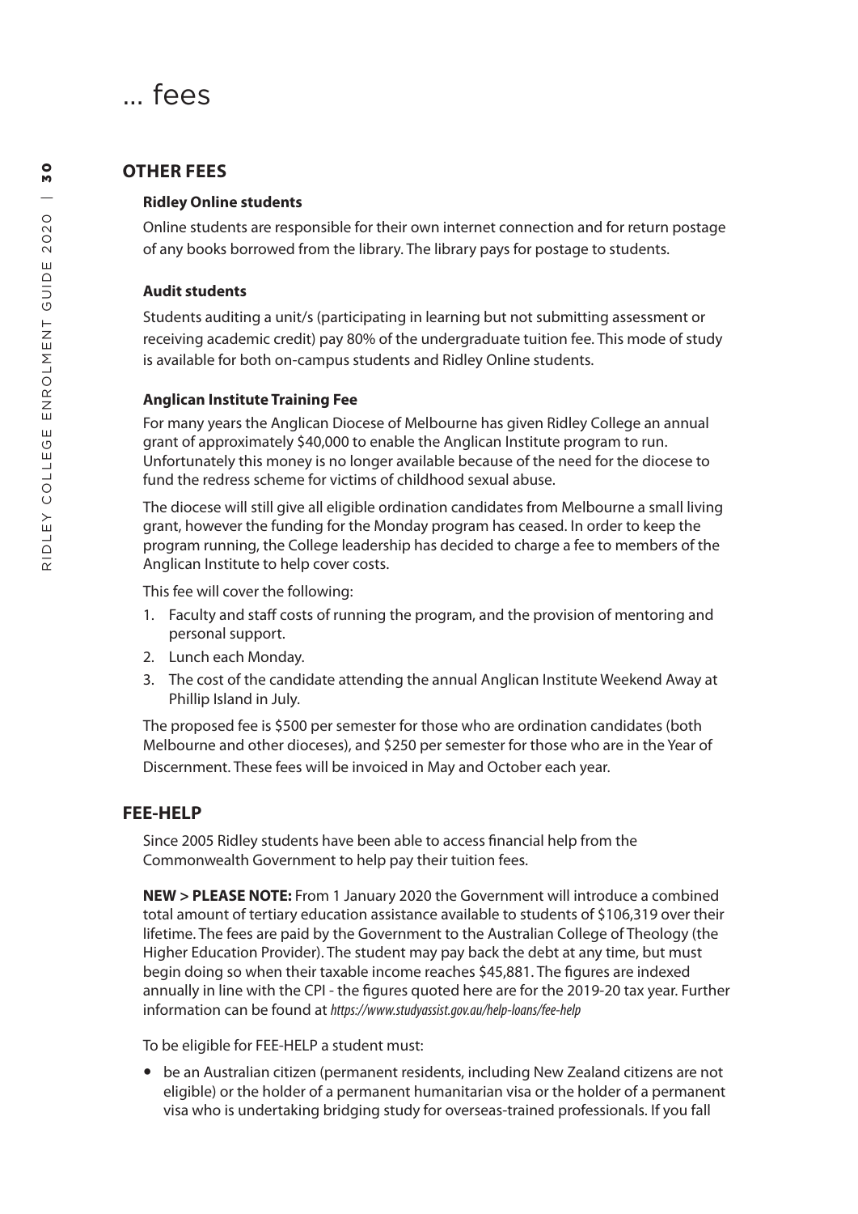# ... fees

## OTHER FEES

### Ridley Online students

Online students are responsible for their own internet connection and for return postage of any books borrowed from the library. The library pays for postage to students.

### Audit students

Students auditing a unit/s (participating in learning but not submitting assessment or receiving academic credit) pay 80% of the undergraduate tuition fee. This mode of study is available for both on-campus students and Ridley Online students.

### Anglican Institute Training Fee

For many years the Anglican Diocese of Melbourne has given Ridley College an annual grant of approximately $40,000 to enable the Anglican Institute program to run. Unfortunately this money is no longer available because of the need for the diocese to fund the redress scheme for victims of childhood sexual abuse.

The diocese will still give all eligible ordination candidates from Melbourne a small living grant, however the funding for the Monday program has ceased. In order to keep the program running, the College leadership has decided to charge a fee to members of the Anglican Institute to help cover costs.

This fee will cover the following:

1. Faculty and staff costs of running the program, and the provision of mentoring and personal support.
2. Lunch each Monday.
3. The cost of the candidate attending the annual Anglican Institute Weekend Away at Phillip Island in July.

The proposed fee is $500 per semester for those who are ordination candidates (both Melbourne and other dioceses), and $250 per semester for those who are in the Year of Discernment. These fees will be invoiced in May and October each year.

## FEE-HELP

Since 2005 Ridley students have been able to access financial help from the Commonwealth Government to help pay their tuition fees.

**NEW > PLEASE NOTE:** From 1 January 2020 the Government will introduce a combined total amount of tertiary education assistance available to students of $106,319 over their lifetime. The fees are paid by the Government to the Australian College of Theology (the Higher Education Provider). The student may pay back the debt at any time, but must begin doing so when their taxable income reaches $45,881. The figures are indexed annually in line with the CPI - the figures quoted here are for the 2019-20 tax year. Further information can be found at *https://www.studyassist.gov.au/help-loans/fee-help*

To be eligible for FEE-HELP a student must:

- be an Australian citizen (permanent residents, including New Zealand citizens are not eligible) or the holder of a permanent humanitarian visa or the holder of a permanent visa who is undertaking bridging study for overseas-trained professionals. If you fall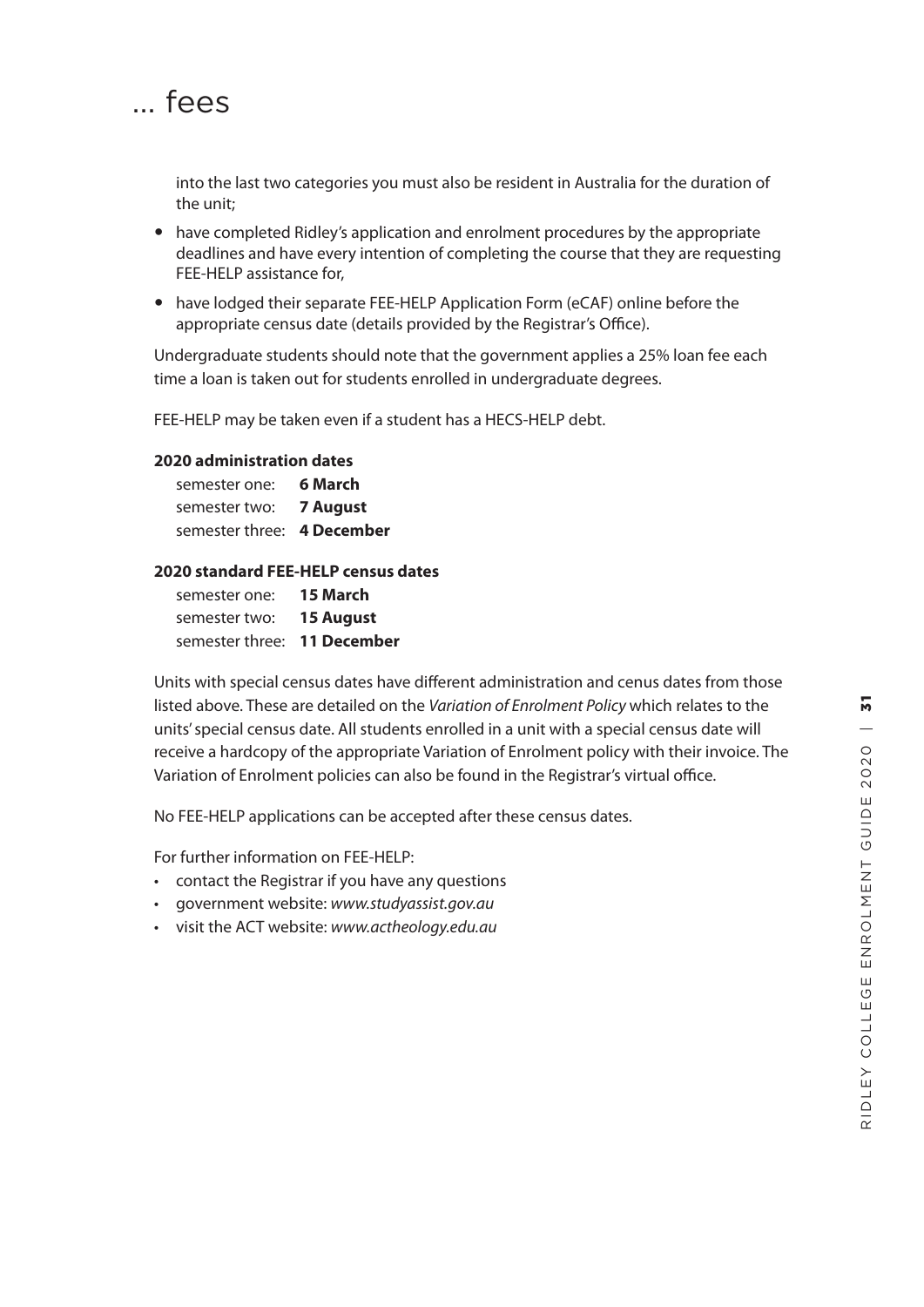# ... fees

into the last two categories you must also be resident in Australia for the duration of the unit;

- have completed Ridley's application and enrolment procedures by the appropriate deadlines and have every intention of completing the course that they are requesting FEE-HELP assistance for,
- have lodged their separate FEE-HELP Application Form (eCAF) online before the appropriate census date (details provided by the Registrar's Office).

Undergraduate students should note that the government applies a 25% loan fee each time a loan is taken out for students enrolled in undergraduate degrees.

FEE-HELP may be taken even if a student has a HECS-HELP debt.

**2020 administration dates**

semester one: **6 March**
semester two: **7 August**
semester three: **4 December**

**2020 standard FEE-HELP census dates**

semester one: **15 March**
semester two: **15 August**
semester three: **11 December**

Units with special census dates have different administration and cenus dates from those listed above. These are detailed on the *Variation of Enrolment Policy* which relates to the units' special census date. All students enrolled in a unit with a special census date will receive a hardcopy of the appropriate Variation of Enrolment policy with their invoice. The Variation of Enrolment policies can also be found in the Registrar's virtual office.

No FEE-HELP applications can be accepted after these census dates.

For further information on FEE-HELP:

- contact the Registrar if you have any questions
- government website: *www.studyassist.gov.au*
- visit the ACT website: *www.actheology.edu.au*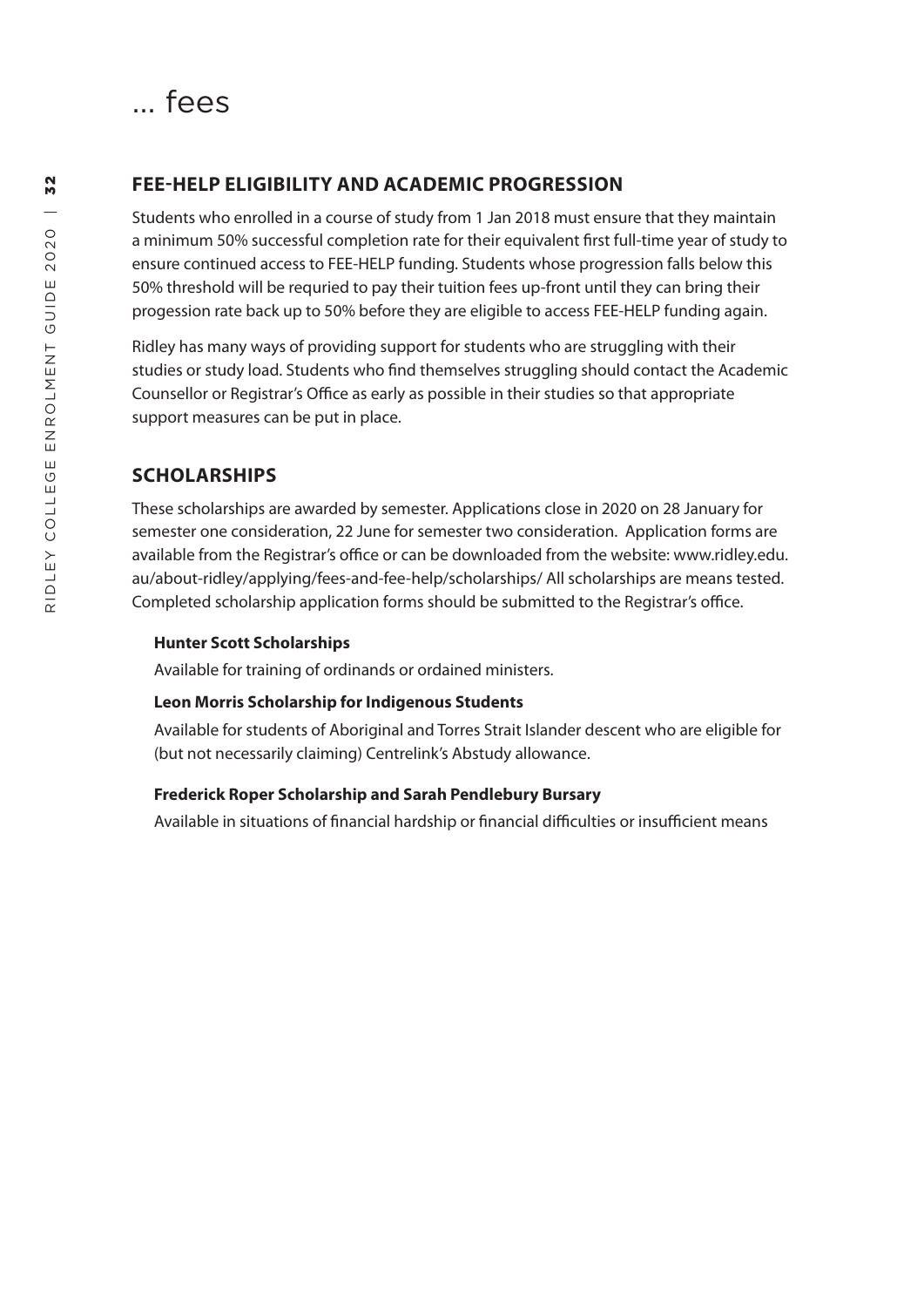# ... fees

## FEE-HELP ELIGIBILITY AND ACADEMIC PROGRESSION

Students who enrolled in a course of study from 1 Jan 2018 must ensure that they maintain a minimum 50% successful completion rate for their equivalent first full-time year of study to ensure continued access to FEE-HELP funding. Students whose progression falls below this 50% threshold will be requried to pay their tuition fees up-front until they can bring their progession rate back up to 50% before they are eligible to access FEE-HELP funding again.

Ridley has many ways of providing support for students who are struggling with their studies or study load. Students who find themselves struggling should contact the Academic Counsellor or Registrar's Office as early as possible in their studies so that appropriate support measures can be put in place.

## SCHOLARSHIPS

These scholarships are awarded by semester. Applications close in 2020 on 28 January for semester one consideration, 22 June for semester two consideration. Application forms are available from the Registrar's office or can be downloaded from the website: www.ridley.edu.au/about-ridley/applying/fees-and-fee-help/scholarships/ All scholarships are means tested. Completed scholarship application forms should be submitted to the Registrar's office.

**Hunter Scott Scholarships**

Available for training of ordinands or ordained ministers.

**Leon Morris Scholarship for Indigenous Students**

Available for students of Aboriginal and Torres Strait Islander descent who are eligible for (but not necessarily claiming) Centrelink's Abstudy allowance.

**Frederick Roper Scholarship and Sarah Pendlebury Bursary**

Available in situations of financial hardship or financial difficulties or insufficient means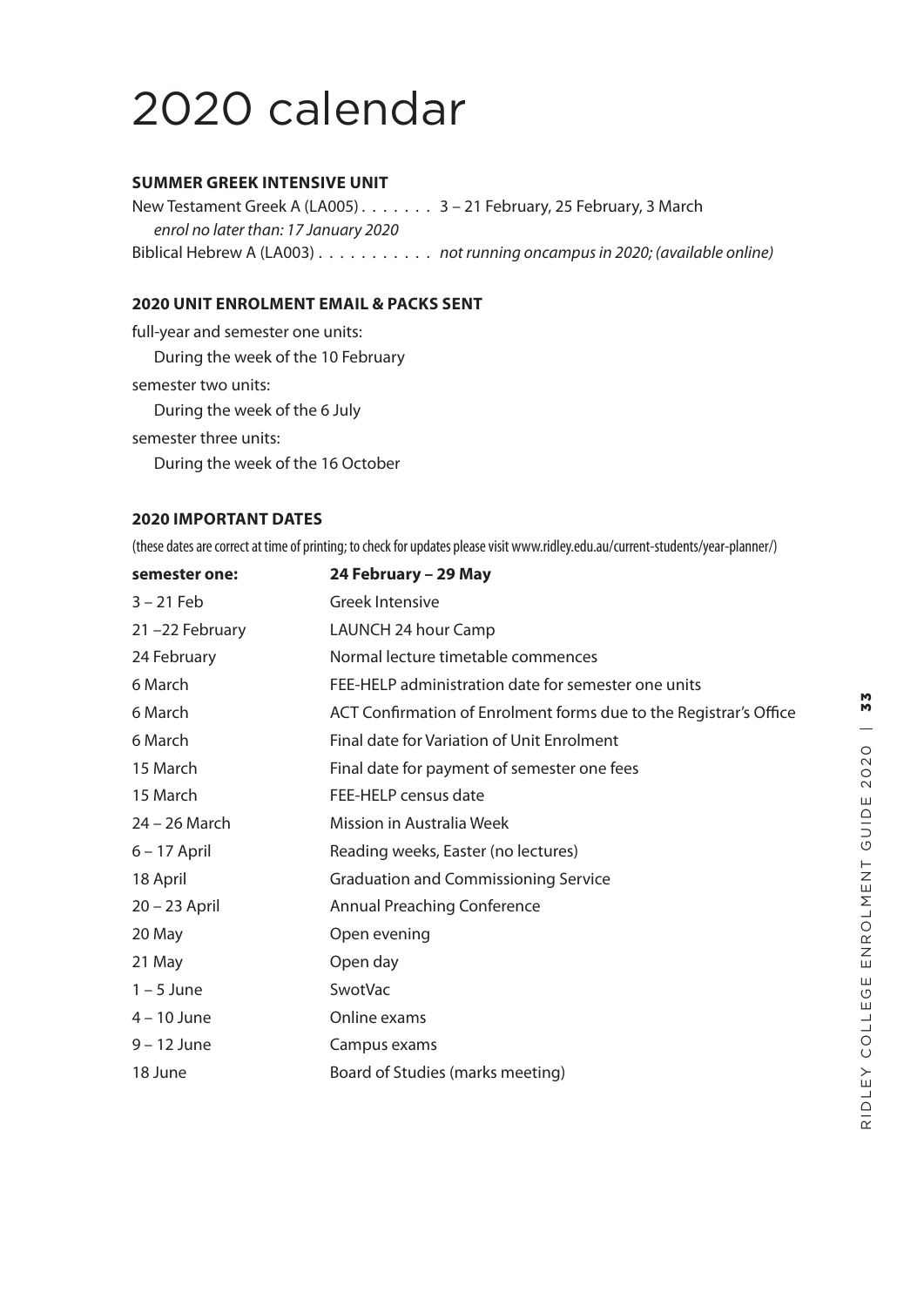# 2020 calendar

**SUMMER GREEK INTENSIVE UNIT**

New Testament Greek A (LA005) . . . . . . . 3 – 21 February, 25 February, 3 March
*enrol no later than: 17 January 2020*

Biblical Hebrew A (LA003) . . . . . . . . . . . *not running oncampus in 2020; (available online)*

**2020 UNIT ENROLMENT EMAIL & PACKS SENT**

full-year and semester one units:
During the week of the 10 February

semester two units:
During the week of the 6 July

semester three units:
During the week of the 16 October

**2020 IMPORTANT DATES**

(these dates are correct at time of printing; to check for updates please visit www.ridley.edu.au/current-students/year-planner/)

| **semester one:** | **24 February – 29 May** |
|---|---|
| 3 – 21 Feb | Greek Intensive |
| 21 –22 February | LAUNCH 24 hour Camp |
| 24 February | Normal lecture timetable commences |
| 6 March | FEE-HELP administration date for semester one units |
| 6 March | ACT Confirmation of Enrolment forms due to the Registrar's Office |
| 6 March | Final date for Variation of Unit Enrolment |
| 15 March | Final date for payment of semester one fees |
| 15 March | FEE-HELP census date |
| 24 – 26 March | Mission in Australia Week |
| 6 – 17 April | Reading weeks, Easter (no lectures) |
| 18 April | Graduation and Commissioning Service |
| 20 – 23 April | Annual Preaching Conference |
| 20 May | Open evening |
| 21 May | Open day |
| 1 – 5 June | SwotVac |
| 4 – 10 June | Online exams |
| 9 – 12 June | Campus exams |
| 18 June | Board of Studies (marks meeting) |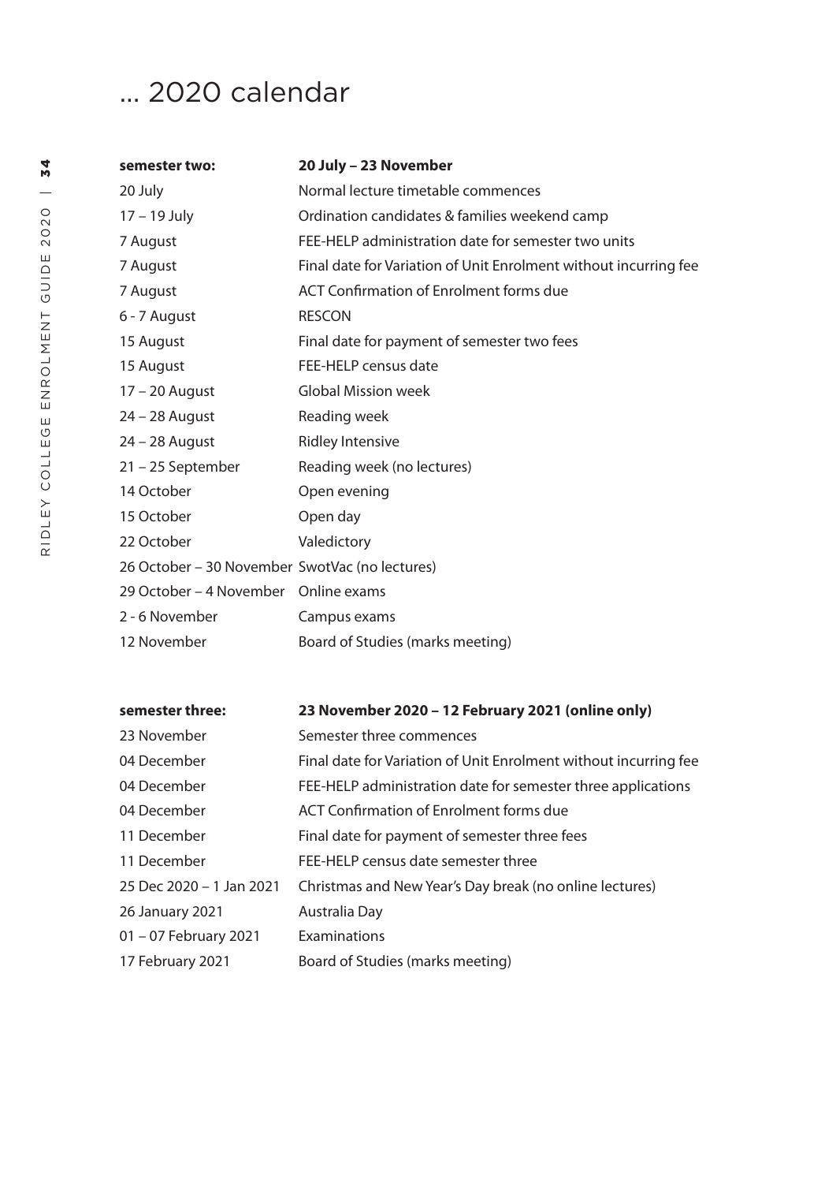# … 2020 calendar

| **semester two:** | **20 July – 23 November** |
|---|---|
| 20 July | Normal lecture timetable commences |
| 17 – 19 July | Ordination candidates & families weekend camp |
| 7 August | FEE-HELP administration date for semester two units |
| 7 August | Final date for Variation of Unit Enrolment without incurring fee |
| 7 August | ACT Confirmation of Enrolment forms due |
| 6 - 7 August | RESCON |
| 15 August | Final date for payment of semester two fees |
| 15 August | FEE-HELP census date |
| 17 – 20 August | Global Mission week |
| 24 – 28 August | Reading week |
| 24 – 28 August | Ridley Intensive |
| 21 – 25 September | Reading week (no lectures) |
| 14 October | Open evening |
| 15 October | Open day |
| 22 October | Valedictory |
| 26 October – 30 November | SwotVac (no lectures) |
| 29 October – 4 November | Online exams |
| 2 - 6 November | Campus exams |
| 12 November | Board of Studies (marks meeting) |

| **semester three:** | **23 November 2020 – 12 February 2021 (online only)** |
|---|---|
| 23 November | Semester three commences |
| 04 December | Final date for Variation of Unit Enrolment without incurring fee |
| 04 December | FEE-HELP administration date for semester three applications |
| 04 December | ACT Confirmation of Enrolment forms due |
| 11 December | Final date for payment of semester three fees |
| 11 December | FEE-HELP census date semester three |
| 25 Dec 2020 – 1 Jan 2021 | Christmas and New Year's Day break (no online lectures) |
| 26 January 2021 | Australia Day |
| 01 – 07 February 2021 | Examinations |
| 17 February 2021 | Board of Studies (marks meeting) |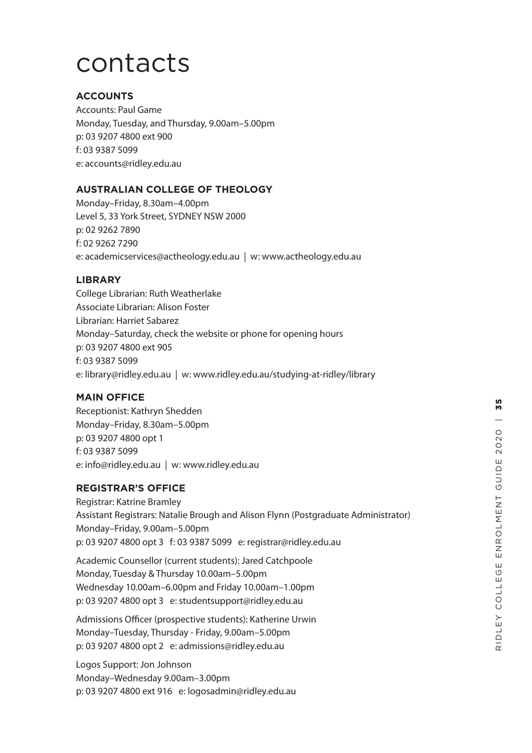# contacts

### ACCOUNTS

Accounts: Paul Game
Monday, Tuesday, and Thursday, 9.00am–5.00pm
p: 03 9207 4800 ext 900
f: 03 9387 5099
e: accounts@ridley.edu.au

### AUSTRALIAN COLLEGE OF THEOLOGY

Monday–Friday, 8.30am–4.00pm
Level 5, 33 York Street, SYDNEY NSW 2000
p: 02 9262 7890
f: 02 9262 7290
e: academicservices@actheology.edu.au | w: www.actheology.edu.au

### LIBRARY

College Librarian: Ruth Weatherlake
Associate Librarian: Alison Foster
Librarian: Harriet Sabarez
Monday–Saturday, check the website or phone for opening hours
p: 03 9207 4800 ext 905
f: 03 9387 5099
e: library@ridley.edu.au | w: www.ridley.edu.au/studying-at-ridley/library

### MAIN OFFICE

Receptionist: Kathryn Shedden
Monday–Friday, 8.30am–5.00pm
p: 03 9207 4800 opt 1
f: 03 9387 5099
e: info@ridley.edu.au | w: www.ridley.edu.au

### REGISTRAR'S OFFICE

Registrar: Katrine Bramley
Assistant Registrars: Natalie Brough and Alison Flynn (Postgraduate Administrator)
Monday–Friday, 9.00am–5.00pm
p: 03 9207 4800 opt 3 f: 03 9387 5099 e: registrar@ridley.edu.au

Academic Counsellor (current students): Jared Catchpoole
Monday, Tuesday & Thursday 10.00am–5.00pm
Wednesday 10.00am–6.00pm and Friday 10.00am–1.00pm
p: 03 9207 4800 opt 3 e: studentsupport@ridley.edu.au

Admissions Officer (prospective students): Katherine Urwin
Monday–Tuesday, Thursday - Friday, 9.00am–5.00pm
p: 03 9207 4800 opt 2 e: admissions@ridley.edu.au

Logos Support: Jon Johnson
Monday–Wednesday 9.00am–3.00pm
p: 03 9207 4800 ext 916 e: logosadmin@ridley.edu.au